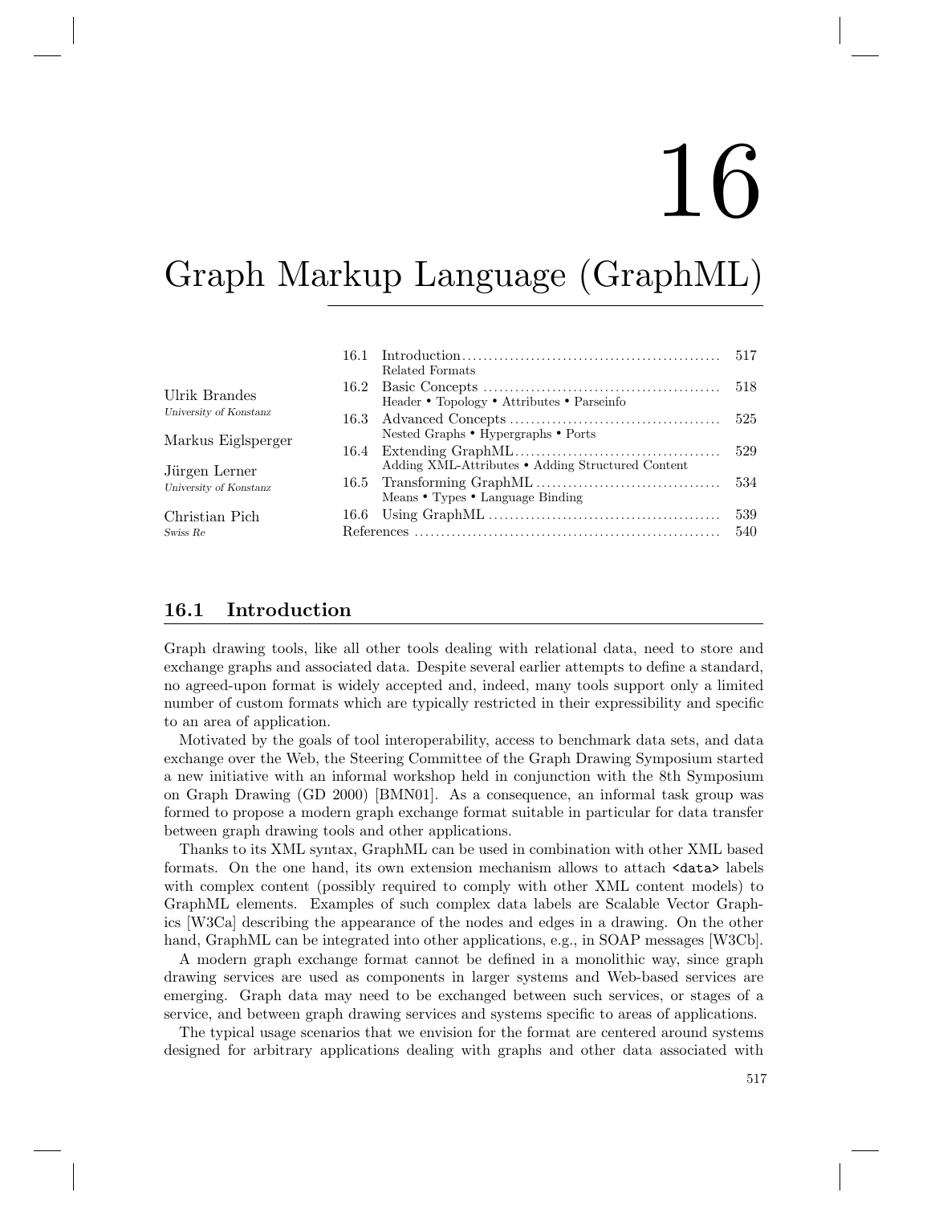# 16

# Graph Markup Language (GraphML)

Ulrik Brandes
*University of Konstanz*

Markus Eiglsperger

Jürgen Lerner
*University of Konstanz*

Christian Pich
*Swiss Re*

| | | |
|---|---|---|
| 16.1 | Introduction<br>Related Formats | 517 |
| 16.2 | Basic Concepts<br>Header • Topology • Attributes • Parseinfo | 518 |
| 16.3 | Advanced Concepts<br>Nested Graphs • Hypergraphs • Ports | 525 |
| 16.4 | Extending GraphML<br>Adding XML-Attributes • Adding Structured Content | 529 |
| 16.5 | Transforming GraphML<br>Means • Types • Language Binding | 534 |
| 16.6 | Using GraphML | 539 |
| | References | 540 |

## 16.1 Introduction

Graph drawing tools, like all other tools dealing with relational data, need to store and exchange graphs and associated data. Despite several earlier attempts to define a standard, no agreed-upon format is widely accepted and, indeed, many tools support only a limited number of custom formats which are typically restricted in their expressibility and specific to an area of application.

Motivated by the goals of tool interoperability, access to benchmark data sets, and data exchange over the Web, the Steering Committee of the Graph Drawing Symposium started a new initiative with an informal workshop held in conjunction with the 8th Symposium on Graph Drawing (GD 2000) [BMN01]. As a consequence, an informal task group was formed to propose a modern graph exchange format suitable in particular for data transfer between graph drawing tools and other applications.

Thanks to its XML syntax, GraphML can be used in combination with other XML based formats. On the one hand, its own extension mechanism allows to attach `<data>` labels with complex content (possibly required to comply with other XML content models) to GraphML elements. Examples of such complex data labels are Scalable Vector Graphics [W3Ca] describing the appearance of the nodes and edges in a drawing. On the other hand, GraphML can be integrated into other applications, e.g., in SOAP messages [W3Cb].

A modern graph exchange format cannot be defined in a monolithic way, since graph drawing services are used as components in larger systems and Web-based services are emerging. Graph data may need to be exchanged between such services, or stages of a service, and between graph drawing services and systems specific to areas of applications.

The typical usage scenarios that we envision for the format are centered around systems designed for arbitrary applications dealing with graphs and other data associated with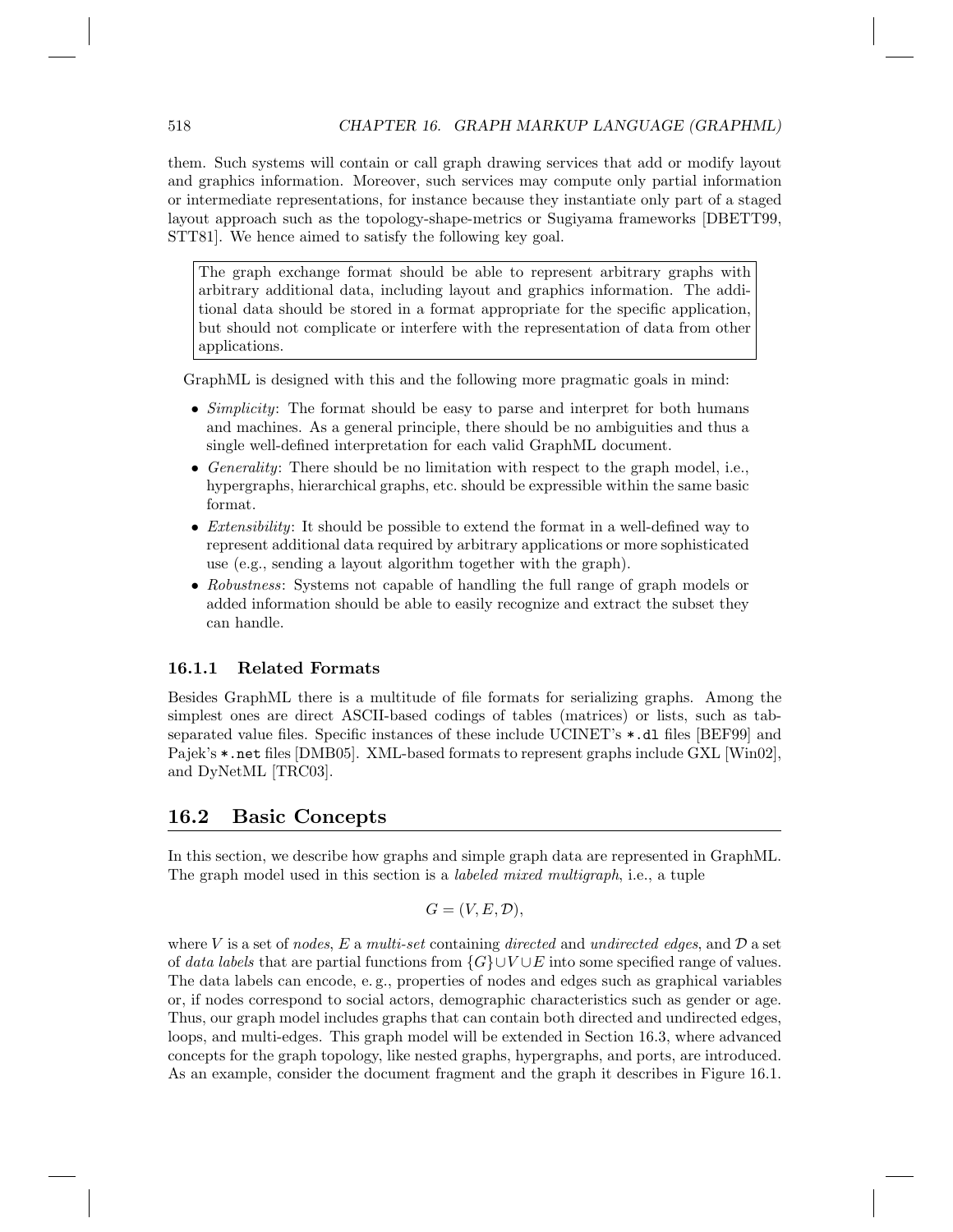them. Such systems will contain or call graph drawing services that add or modify layout and graphics information. Moreover, such services may compute only partial information or intermediate representations, for instance because they instantiate only part of a staged layout approach such as the topology-shape-metrics or Sugiyama frameworks [DBETT99, STT81]. We hence aimed to satisfy the following key goal.

> The graph exchange format should be able to represent arbitrary graphs with arbitrary additional data, including layout and graphics information. The additional data should be stored in a format appropriate for the specific application, but should not complicate or interfere with the representation of data from other applications.

GraphML is designed with this and the following more pragmatic goals in mind:

- *Simplicity*: The format should be easy to parse and interpret for both humans and machines. As a general principle, there should be no ambiguities and thus a single well-defined interpretation for each valid GraphML document.
- *Generality*: There should be no limitation with respect to the graph model, i.e., hypergraphs, hierarchical graphs, etc. should be expressible within the same basic format.
- *Extensibility*: It should be possible to extend the format in a well-defined way to represent additional data required by arbitrary applications or more sophisticated use (e.g., sending a layout algorithm together with the graph).
- *Robustness*: Systems not capable of handling the full range of graph models or added information should be able to easily recognize and extract the subset they can handle.

### 16.1.1 Related Formats

Besides GraphML there is a multitude of file formats for serializing graphs. Among the simplest ones are direct ASCII-based codings of tables (matrices) or lists, such as tab-separated value files. Specific instances of these include UCINET's `*.dl` files [BEF99] and Pajek's `*.net` files [DMB05]. XML-based formats to represent graphs include GXL [Win02], and DyNetML [TRC03].

## 16.2 Basic Concepts

In this section, we describe how graphs and simple graph data are represented in GraphML. The graph model used in this section is a *labeled mixed multigraph*, i.e., a tuple

$$G = (V, E, \mathcal{D}),$$

where $V$ is a set of *nodes*, $E$ a *multi-set* containing *directed* and *undirected edges*, and $\mathcal{D}$ a set of *data labels* that are partial functions from $\{G\} \cup V \cup E$ into some specified range of values. The data labels can encode, e. g., properties of nodes and edges such as graphical variables or, if nodes correspond to social actors, demographic characteristics such as gender or age. Thus, our graph model includes graphs that can contain both directed and undirected edges, loops, and multi-edges. This graph model will be extended in Section 16.3, where advanced concepts for the graph topology, like nested graphs, hypergraphs, and ports, are introduced. As an example, consider the document fragment and the graph it describes in Figure 16.1.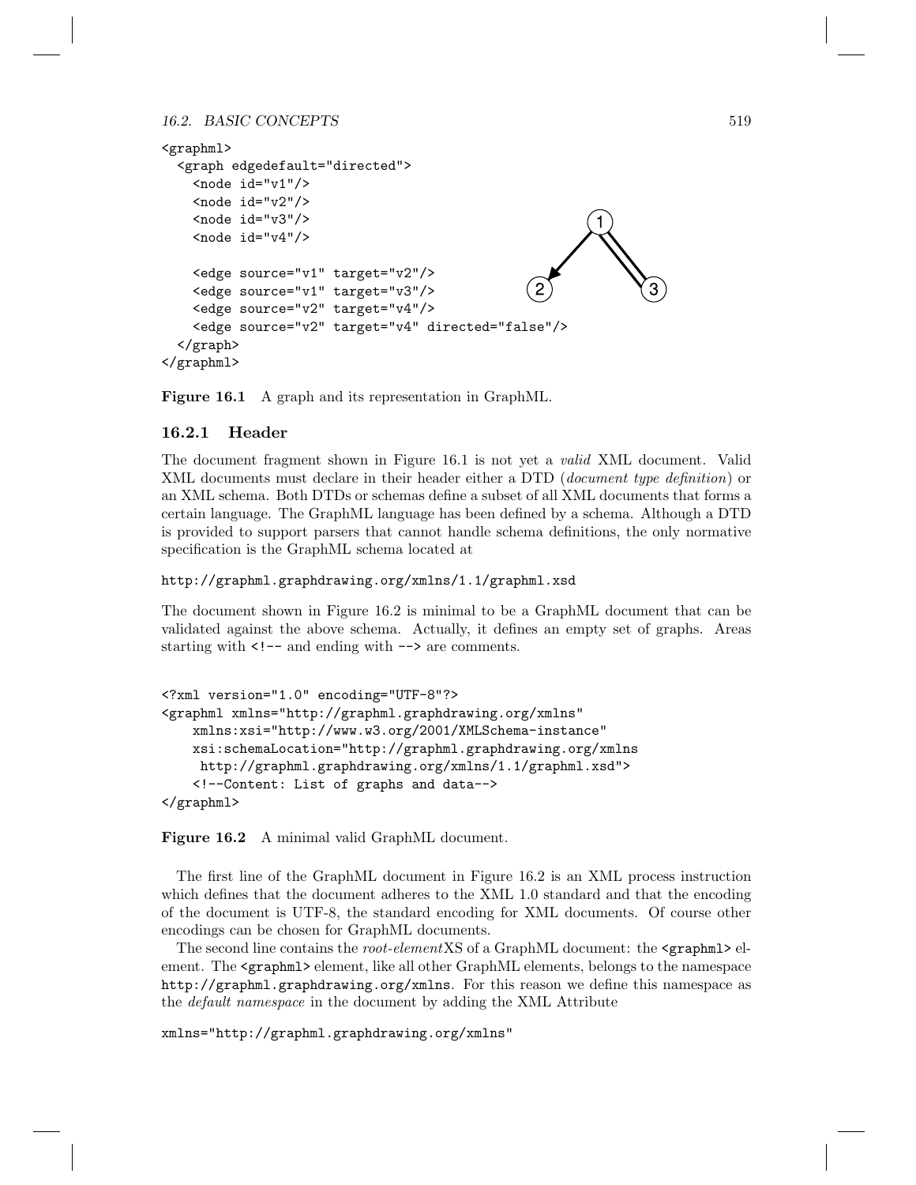```
<graphml>
  <graph edgedefault="directed">
    <node id="v1"/>
    <node id="v2"/>
    <node id="v3"/>
    <node id="v4"/>

    <edge source="v1" target="v2"/>
    <edge source="v1" target="v3"/>
    <edge source="v2" target="v4"/>
    <edge source="v2" target="v4" directed="false"/>
  </graph>
</graphml>
```

**Figure 16.1** A graph and its representation in GraphML.

### 16.2.1 Header

The document fragment shown in Figure 16.1 is not yet a *valid* XML document. Valid XML documents must declare in their header either a DTD (*document type definition*) or an XML schema. Both DTDs or schemas define a subset of all XML documents that forms a certain language. The GraphML language has been defined by a schema. Although a DTD is provided to support parsers that cannot handle schema definitions, the only normative specification is the GraphML schema located at

```
http://graphml.graphdrawing.org/xmlns/1.1/graphml.xsd
```

The document shown in Figure 16.2 is minimal to be a GraphML document that can be validated against the above schema. Actually, it defines an empty set of graphs. Areas starting with `<!--` and ending with `-->` are comments.

```
<?xml version="1.0" encoding="UTF-8"?>
<graphml xmlns="http://graphml.graphdrawing.org/xmlns"
    xmlns:xsi="http://www.w3.org/2001/XMLSchema-instance"
    xsi:schemaLocation="http://graphml.graphdrawing.org/xmlns
     http://graphml.graphdrawing.org/xmlns/1.1/graphml.xsd">
    <!--Content: List of graphs and data-->
</graphml>
```

**Figure 16.2** A minimal valid GraphML document.

The first line of the GraphML document in Figure 16.2 is an XML process instruction which defines that the document adheres to the XML 1.0 standard and that the encoding of the document is UTF-8, the standard encoding for XML documents. Of course other encodings can be chosen for GraphML documents.

The second line contains the *root-element*XS of a GraphML document: the `<graphml>` element. The `<graphml>` element, like all other GraphML elements, belongs to the namespace `http://graphml.graphdrawing.org/xmlns`. For this reason we define this namespace as the *default namespace* in the document by adding the XML Attribute

```
xmlns="http://graphml.graphdrawing.org/xmlns"
```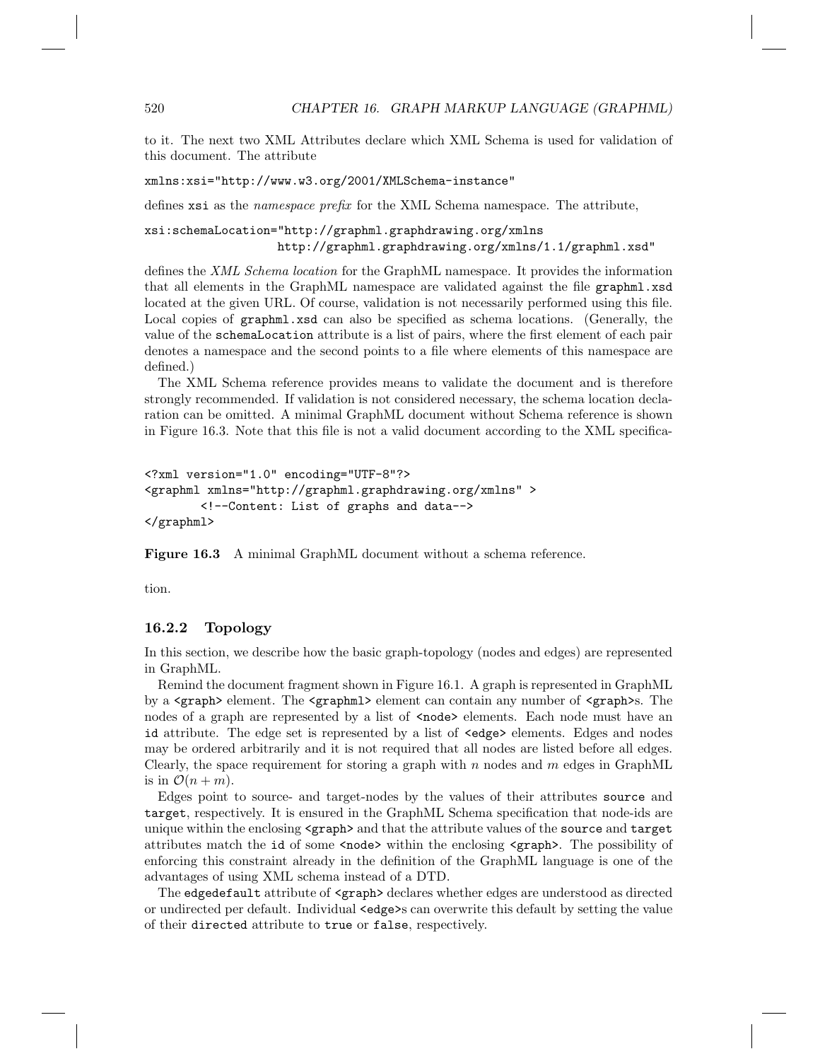to it. The next two XML Attributes declare which XML Schema is used for validation of this document. The attribute

```
xmlns:xsi="http://www.w3.org/2001/XMLSchema-instance"
```

defines `xsi` as the *namespace prefix* for the XML Schema namespace. The attribute,

```
xsi:schemaLocation="http://graphml.graphdrawing.org/xmlns
                    http://graphml.graphdrawing.org/xmlns/1.1/graphml.xsd"
```

defines the *XML Schema location* for the GraphML namespace. It provides the information that all elements in the GraphML namespace are validated against the file `graphml.xsd` located at the given URL. Of course, validation is not necessarily performed using this file. Local copies of `graphml.xsd` can also be specified as schema locations. (Generally, the value of the `schemaLocation` attribute is a list of pairs, where the first element of each pair denotes a namespace and the second points to a file where elements of this namespace are defined.)

The XML Schema reference provides means to validate the document and is therefore strongly recommended. If validation is not considered necessary, the schema location declaration can be omitted. A minimal GraphML document without Schema reference is shown in Figure 16.3. Note that this file is not a valid document according to the XML specification.

```
<?xml version="1.0" encoding="UTF-8"?>
<graphml xmlns="http://graphml.graphdrawing.org/xmlns" >
        <!--Content: List of graphs and data-->
</graphml>
```

**Figure 16.3** A minimal GraphML document without a schema reference.

### 16.2.2 Topology

In this section, we describe how the basic graph-topology (nodes and edges) are represented in GraphML.

Remind the document fragment shown in Figure 16.1. A graph is represented in GraphML by a `<graph>` element. The `<graphml>` element can contain any number of `<graph>`s. The nodes of a graph are represented by a list of `<node>` elements. Each node must have an `id` attribute. The edge set is represented by a list of `<edge>` elements. Edges and nodes may be ordered arbitrarily and it is not required that all nodes are listed before all edges. Clearly, the space requirement for storing a graph with $n$ nodes and $m$ edges in GraphML is in $\mathcal{O}(n + m)$.

Edges point to source- and target-nodes by the values of their attributes `source` and `target`, respectively. It is ensured in the GraphML Schema specification that node-ids are unique within the enclosing `<graph>` and that the attribute values of the `source` and `target` attributes match the `id` of some `<node>` within the enclosing `<graph>`. The possibility of enforcing this constraint already in the definition of the GraphML language is one of the advantages of using XML schema instead of a DTD.

The `edgedefault` attribute of `<graph>` declares whether edges are understood as directed or undirected per default. Individual `<edge>`s can overwrite this default by setting the value of their `directed` attribute to `true` or `false`, respectively.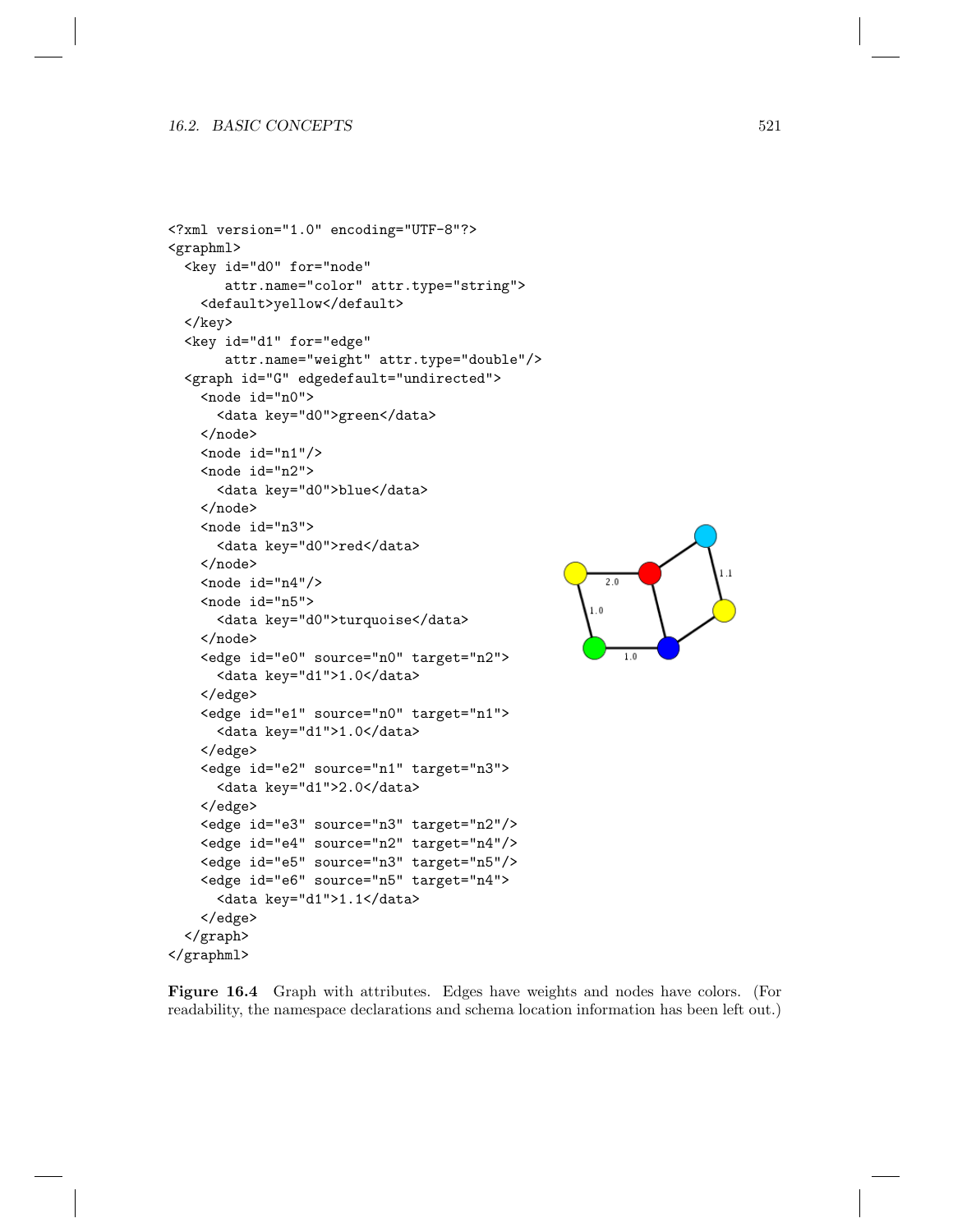```
<?xml version="1.0" encoding="UTF-8"?>
<graphml>
  <key id="d0" for="node"
       attr.name="color" attr.type="string">
    <default>yellow</default>
  </key>
  <key id="d1" for="edge"
       attr.name="weight" attr.type="double"/>
  <graph id="G" edgedefault="undirected">
    <node id="n0">
      <data key="d0">green</data>
    </node>
    <node id="n1"/>
    <node id="n2">
      <data key="d0">blue</data>
    </node>
    <node id="n3">
      <data key="d0">red</data>
    </node>
    <node id="n4"/>
    <node id="n5">
      <data key="d0">turquoise</data>
    </node>
    <edge id="e0" source="n0" target="n2">
      <data key="d1">1.0</data>
    </edge>
    <edge id="e1" source="n0" target="n1">
      <data key="d1">1.0</data>
    </edge>
    <edge id="e2" source="n1" target="n3">
      <data key="d1">2.0</data>
    </edge>
    <edge id="e3" source="n3" target="n2"/>
    <edge id="e4" source="n2" target="n4"/>
    <edge id="e5" source="n3" target="n5"/>
    <edge id="e6" source="n5" target="n4">
      <data key="d1">1.1</data>
    </edge>
  </graph>
</graphml>
```

**Figure 16.4** Graph with attributes. Edges have weights and nodes have colors. (For readability, the namespace declarations and schema location information has been left out.)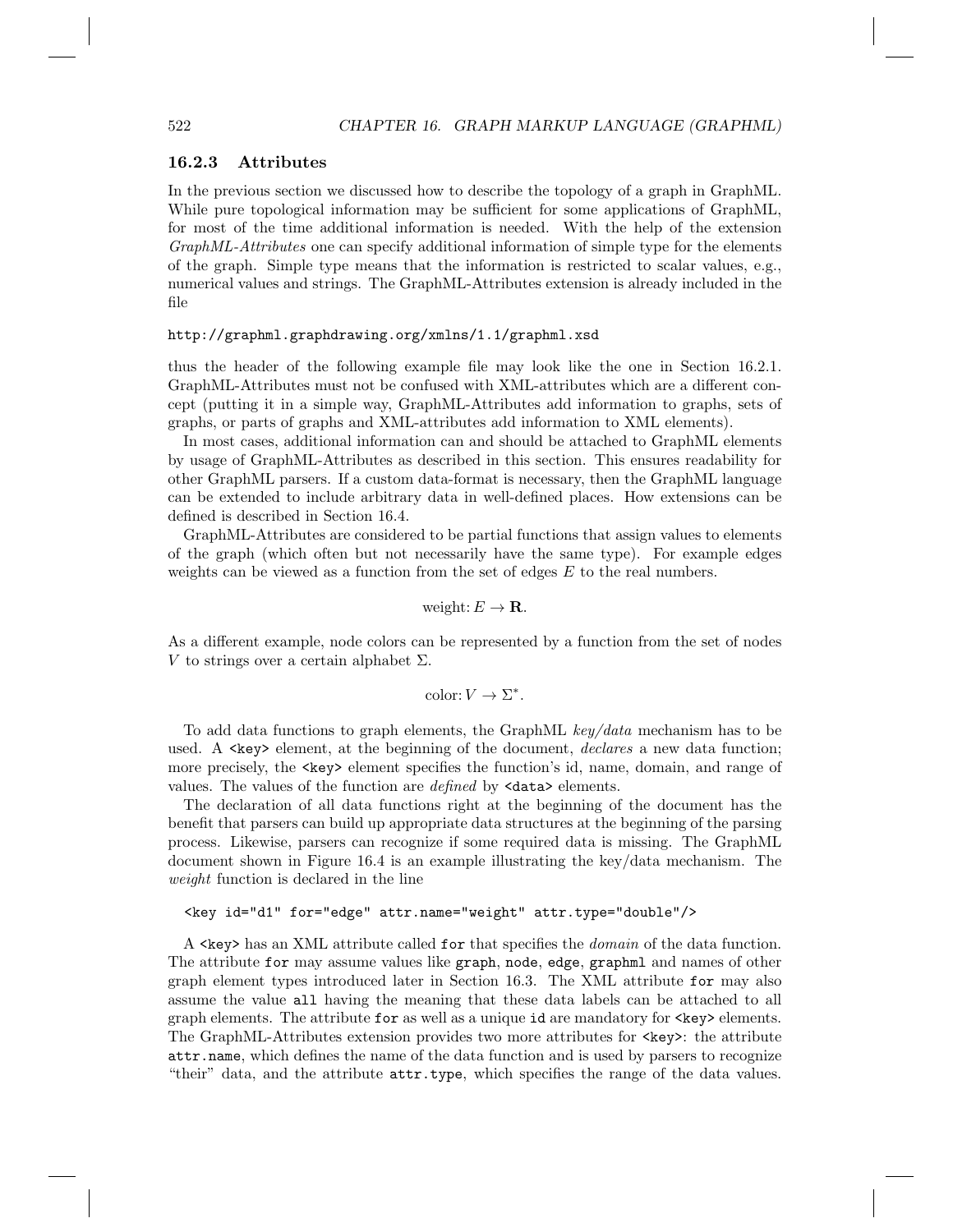### 16.2.3 Attributes

In the previous section we discussed how to describe the topology of a graph in GraphML. While pure topological information may be sufficient for some applications of GraphML, for most of the time additional information is needed. With the help of the extension *GraphML-Attributes* one can specify additional information of simple type for the elements of the graph. Simple type means that the information is restricted to scalar values, e.g., numerical values and strings. The GraphML-Attributes extension is already included in the file

`http://graphml.graphdrawing.org/xmlns/1.1/graphml.xsd`

thus the header of the following example file may look like the one in Section 16.2.1. GraphML-Attributes must not be confused with XML-attributes which are a different concept (putting it in a simple way, GraphML-Attributes add information to graphs, sets of graphs, or parts of graphs and XML-attributes add information to XML elements).

In most cases, additional information can and should be attached to GraphML elements by usage of GraphML-Attributes as described in this section. This ensures readability for other GraphML parsers. If a custom data-format is necessary, then the GraphML language can be extended to include arbitrary data in well-defined places. How extensions can be defined is described in Section 16.4.

GraphML-Attributes are considered to be partial functions that assign values to elements of the graph (which often but not necessarily have the same type). For example edges weights can be viewed as a function from the set of edges $E$ to the real numbers.

$$\text{weight}\colon E \to \mathbf{R}.$$

As a different example, node colors can be represented by a function from the set of nodes $V$ to strings over a certain alphabet $\Sigma$.

$$\text{color}\colon V \to \Sigma^*.$$

To add data functions to graph elements, the GraphML *key/data* mechanism has to be used. A `<key>` element, at the beginning of the document, *declares* a new data function; more precisely, the `<key>` element specifies the function's id, name, domain, and range of values. The values of the function are *defined* by `<data>` elements.

The declaration of all data functions right at the beginning of the document has the benefit that parsers can build up appropriate data structures at the beginning of the parsing process. Likewise, parsers can recognize if some required data is missing. The GraphML document shown in Figure 16.4 is an example illustrating the key/data mechanism. The *weight* function is declared in the line

```
<key id="d1" for="edge" attr.name="weight" attr.type="double"/>
```

A `<key>` has an XML attribute called `for` that specifies the *domain* of the data function. The attribute `for` may assume values like `graph`, `node`, `edge`, `graphml` and names of other graph element types introduced later in Section 16.3. The XML attribute `for` may also assume the value `all` having the meaning that these data labels can be attached to all graph elements. The attribute `for` as well as a unique `id` are mandatory for `<key>` elements. The GraphML-Attributes extension provides two more attributes for `<key>`: the attribute `attr.name`, which defines the name of the data function and is used by parsers to recognize "their" data, and the attribute `attr.type`, which specifies the range of the data values.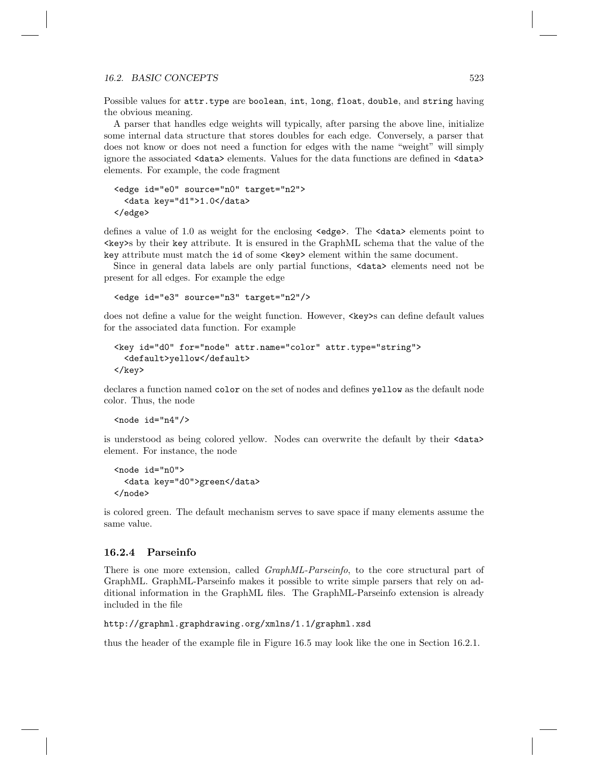Possible values for `attr.type` are `boolean`, `int`, `long`, `float`, `double`, and `string` having the obvious meaning.

A parser that handles edge weights will typically, after parsing the above line, initialize some internal data structure that stores doubles for each edge. Conversely, a parser that does not know or does not need a function for edges with the name "weight" will simply ignore the associated `<data>` elements. Values for the data functions are defined in `<data>` elements. For example, the code fragment

```
<edge id="e0" source="n0" target="n2">
  <data key="d1">1.0</data>
</edge>
```

defines a value of 1.0 as weight for the enclosing `<edge>`. The `<data>` elements point to `<key>`s by their `key` attribute. It is ensured in the GraphML schema that the value of the `key` attribute must match the `id` of some `<key>` element within the same document.

Since in general data labels are only partial functions, `<data>` elements need not be present for all edges. For example the edge

```
<edge id="e3" source="n3" target="n2"/>
```

does not define a value for the weight function. However, `<key>`s can define default values for the associated data function. For example

```
<key id="d0" for="node" attr.name="color" attr.type="string">
  <default>yellow</default>
</key>
```

declares a function named `color` on the set of nodes and defines `yellow` as the default node color. Thus, the node

```
<node id="n4"/>
```

is understood as being colored yellow. Nodes can overwrite the default by their `<data>` element. For instance, the node

```
<node id="n0">
  <data key="d0">green</data>
</node>
```

is colored green. The default mechanism serves to save space if many elements assume the same value.

### 16.2.4 Parseinfo

There is one more extension, called *GraphML-Parseinfo*, to the core structural part of GraphML. GraphML-Parseinfo makes it possible to write simple parsers that rely on additional information in the GraphML files. The GraphML-Parseinfo extension is already included in the file

`http://graphml.graphdrawing.org/xmlns/1.1/graphml.xsd`

thus the header of the example file in Figure 16.5 may look like the one in Section 16.2.1.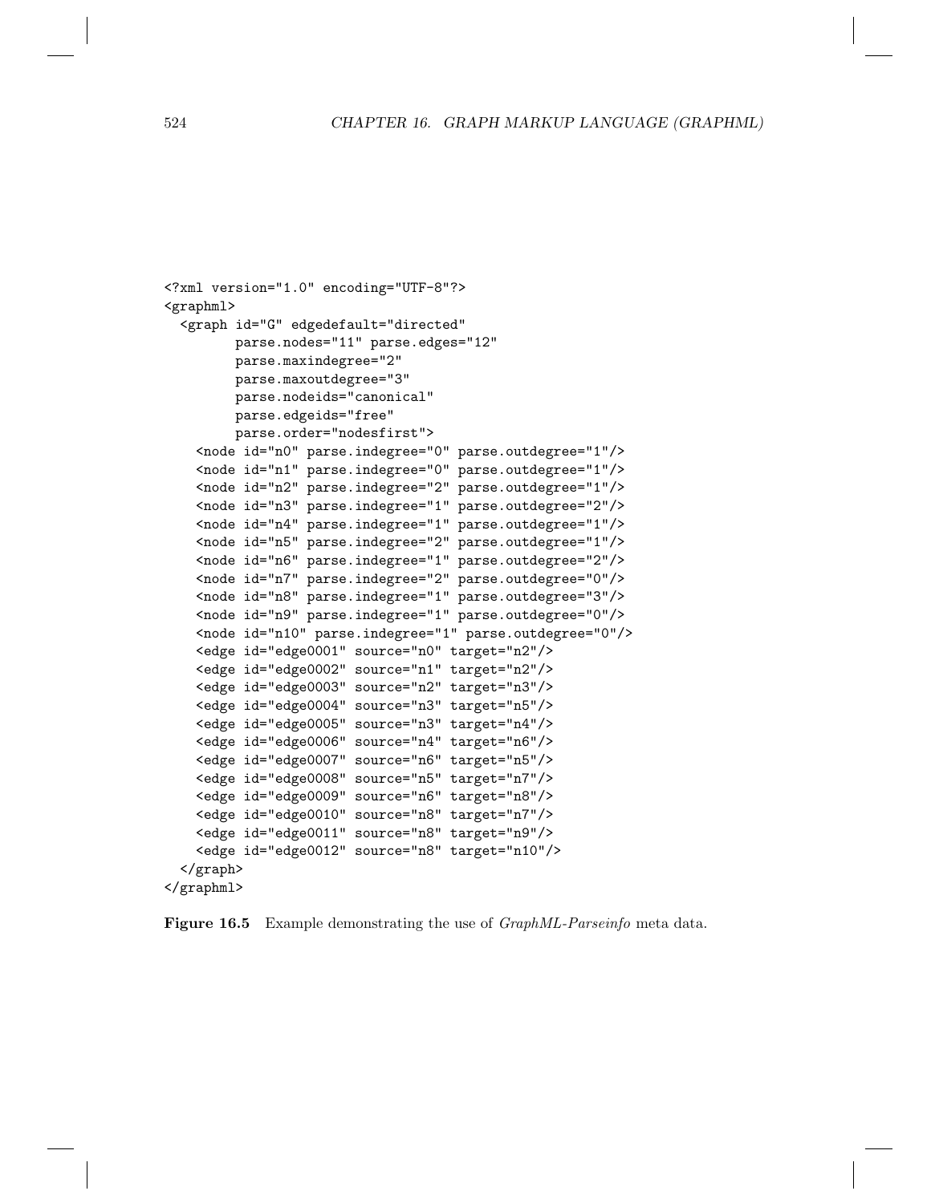```
<?xml version="1.0" encoding="UTF-8"?>
<graphml>
  <graph id="G" edgedefault="directed"
         parse.nodes="11" parse.edges="12"
         parse.maxindegree="2"
         parse.maxoutdegree="3"
         parse.nodeids="canonical"
         parse.edgeids="free"
         parse.order="nodesfirst">
    <node id="n0" parse.indegree="0" parse.outdegree="1"/>
    <node id="n1" parse.indegree="0" parse.outdegree="1"/>
    <node id="n2" parse.indegree="2" parse.outdegree="1"/>
    <node id="n3" parse.indegree="1" parse.outdegree="2"/>
    <node id="n4" parse.indegree="1" parse.outdegree="1"/>
    <node id="n5" parse.indegree="2" parse.outdegree="1"/>
    <node id="n6" parse.indegree="1" parse.outdegree="2"/>
    <node id="n7" parse.indegree="2" parse.outdegree="0"/>
    <node id="n8" parse.indegree="1" parse.outdegree="3"/>
    <node id="n9" parse.indegree="1" parse.outdegree="0"/>
    <node id="n10" parse.indegree="1" parse.outdegree="0"/>
    <edge id="edge0001" source="n0" target="n2"/>
    <edge id="edge0002" source="n1" target="n2"/>
    <edge id="edge0003" source="n2" target="n3"/>
    <edge id="edge0004" source="n3" target="n5"/>
    <edge id="edge0005" source="n3" target="n4"/>
    <edge id="edge0006" source="n4" target="n6"/>
    <edge id="edge0007" source="n6" target="n5"/>
    <edge id="edge0008" source="n5" target="n7"/>
    <edge id="edge0009" source="n6" target="n8"/>
    <edge id="edge0010" source="n8" target="n7"/>
    <edge id="edge0011" source="n8" target="n9"/>
    <edge id="edge0012" source="n8" target="n10"/>
  </graph>
</graphml>
```

**Figure 16.5** Example demonstrating the use of *GraphML-Parseinfo* meta data.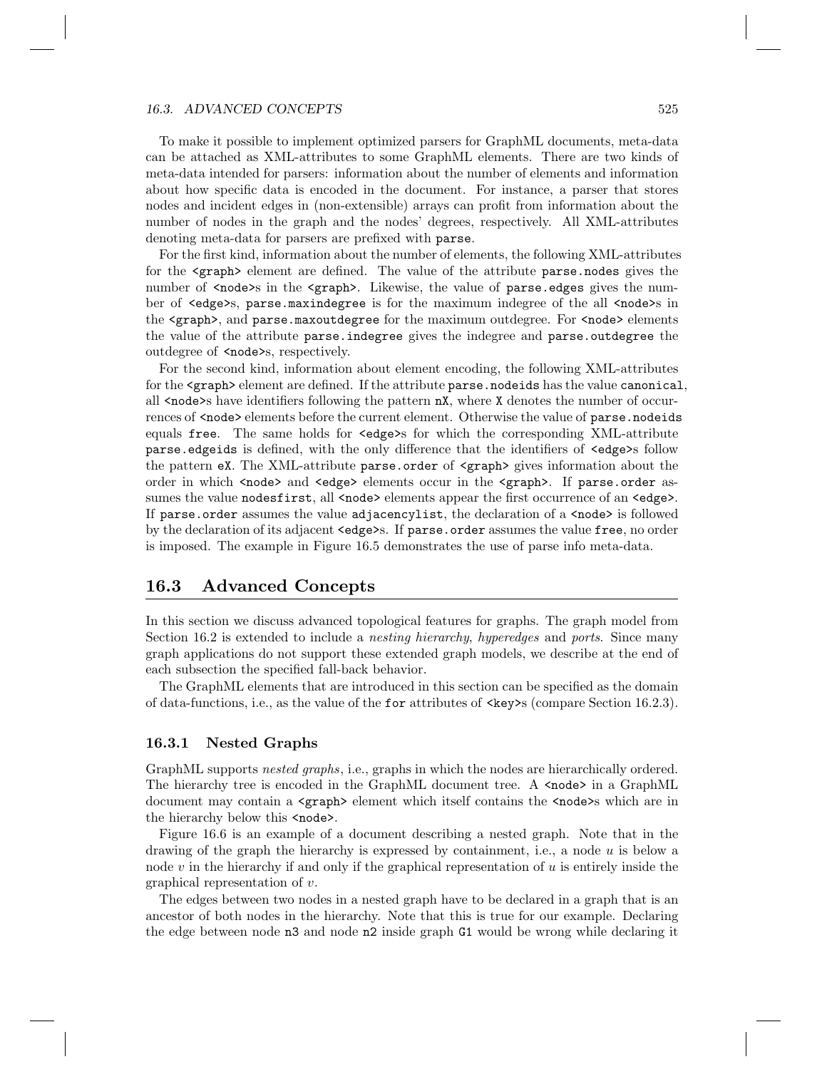To make it possible to implement optimized parsers for GraphML documents, meta-data can be attached as XML-attributes to some GraphML elements. There are two kinds of meta-data intended for parsers: information about the number of elements and information about how specific data is encoded in the document. For instance, a parser that stores nodes and incident edges in (non-extensible) arrays can profit from information about the number of nodes in the graph and the nodes' degrees, respectively. All XML-attributes denoting meta-data for parsers are prefixed with `parse`.

For the first kind, information about the number of elements, the following XML-attributes for the `<graph>` element are defined. The value of the attribute `parse.nodes` gives the number of `<node>`s in the `<graph>`. Likewise, the value of `parse.edges` gives the number of `<edge>`s, `parse.maxindegree` is for the maximum indegree of the all `<node>`s in the `<graph>`, and `parse.maxoutdegree` for the maximum outdegree. For `<node>` elements the value of the attribute `parse.indegree` gives the indegree and `parse.outdegree` the outdegree of `<node>`s, respectively.

For the second kind, information about element encoding, the following XML-attributes for the `<graph>` element are defined. If the attribute `parse.nodeids` has the value `canonical`, all `<node>`s have identifiers following the pattern `nX`, where `X` denotes the number of occurrences of `<node>` elements before the current element. Otherwise the value of `parse.nodeids` equals `free`. The same holds for `<edge>`s for which the corresponding XML-attribute `parse.edgeids` is defined, with the only difference that the identifiers of `<edge>`s follow the pattern `eX`. The XML-attribute `parse.order` of `<graph>` gives information about the order in which `<node>` and `<edge>` elements occur in the `<graph>`. If `parse.order` assumes the value `nodesfirst`, all `<node>` elements appear the first occurrence of an `<edge>`. If `parse.order` assumes the value `adjacencylist`, the declaration of a `<node>` is followed by the declaration of its adjacent `<edge>`s. If `parse.order` assumes the value `free`, no order is imposed. The example in Figure 16.5 demonstrates the use of parse info meta-data.

## 16.3 Advanced Concepts

In this section we discuss advanced topological features for graphs. The graph model from Section 16.2 is extended to include a *nesting hierarchy*, *hyperedges* and *ports*. Since many graph applications do not support these extended graph models, we describe at the end of each subsection the specified fall-back behavior.

The GraphML elements that are introduced in this section can be specified as the domain of data-functions, i.e., as the value of the `for` attributes of `<key>`s (compare Section 16.2.3).

### 16.3.1 Nested Graphs

GraphML supports *nested graphs*, i.e., graphs in which the nodes are hierarchically ordered. The hierarchy tree is encoded in the GraphML document tree. A `<node>` in a GraphML document may contain a `<graph>` element which itself contains the `<node>`s which are in the hierarchy below this `<node>`.

Figure 16.6 is an example of a document describing a nested graph. Note that in the drawing of the graph the hierarchy is expressed by containment, i.e., a node $u$ is below a node $v$ in the hierarchy if and only if the graphical representation of $u$ is entirely inside the graphical representation of $v$.

The edges between two nodes in a nested graph have to be declared in a graph that is an ancestor of both nodes in the hierarchy. Note that this is true for our example. Declaring the edge between node `n3` and node `n2` inside graph `G1` would be wrong while declaring it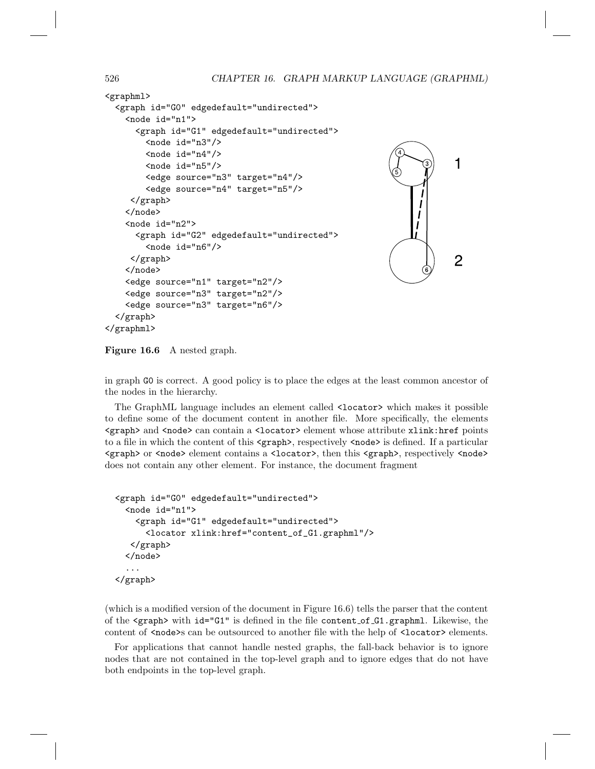```
<graphml>
  <graph id="G0" edgedefault="undirected">
    <node id="n1">
      <graph id="G1" edgedefault="undirected">
        <node id="n3"/>
        <node id="n4"/>
        <node id="n5"/>
        <edge source="n3" target="n4"/>
        <edge source="n4" target="n5"/>
     </graph>
    </node>
    <node id="n2">
      <graph id="G2" edgedefault="undirected">
        <node id="n6"/>
     </graph>
    </node>
    <edge source="n1" target="n2"/>
    <edge source="n3" target="n2"/>
    <edge source="n3" target="n6"/>
  </graph>
</graphml>
```

**Figure 16.6** A nested graph.

in graph G0 is correct. A good policy is to place the edges at the least common ancestor of the nodes in the hierarchy.

The GraphML language includes an element called `<locator>` which makes it possible to define some of the document content in another file. More specifically, the elements `<graph>` and `<node>` can contain a `<locator>` element whose attribute `xlink:href` points to a file in which the content of this `<graph>`, respectively `<node>` is defined. If a particular `<graph>` or `<node>` element contains a `<locator>`, then this `<graph>`, respectively `<node>` does not contain any other element. For instance, the document fragment

```
  <graph id="G0" edgedefault="undirected">
    <node id="n1">
      <graph id="G1" edgedefault="undirected">
        <locator xlink:href="content_of_G1.graphml"/>
     </graph>
    </node>
    ...
  </graph>
```

(which is a modified version of the document in Figure 16.6) tells the parser that the content of the `<graph>` with `id="G1"` is defined in the file `content_of_G1.graphml`. Likewise, the content of `<node>`s can be outsourced to another file with the help of `<locator>` elements.

For applications that cannot handle nested graphs, the fall-back behavior is to ignore nodes that are not contained in the top-level graph and to ignore edges that do not have both endpoints in the top-level graph.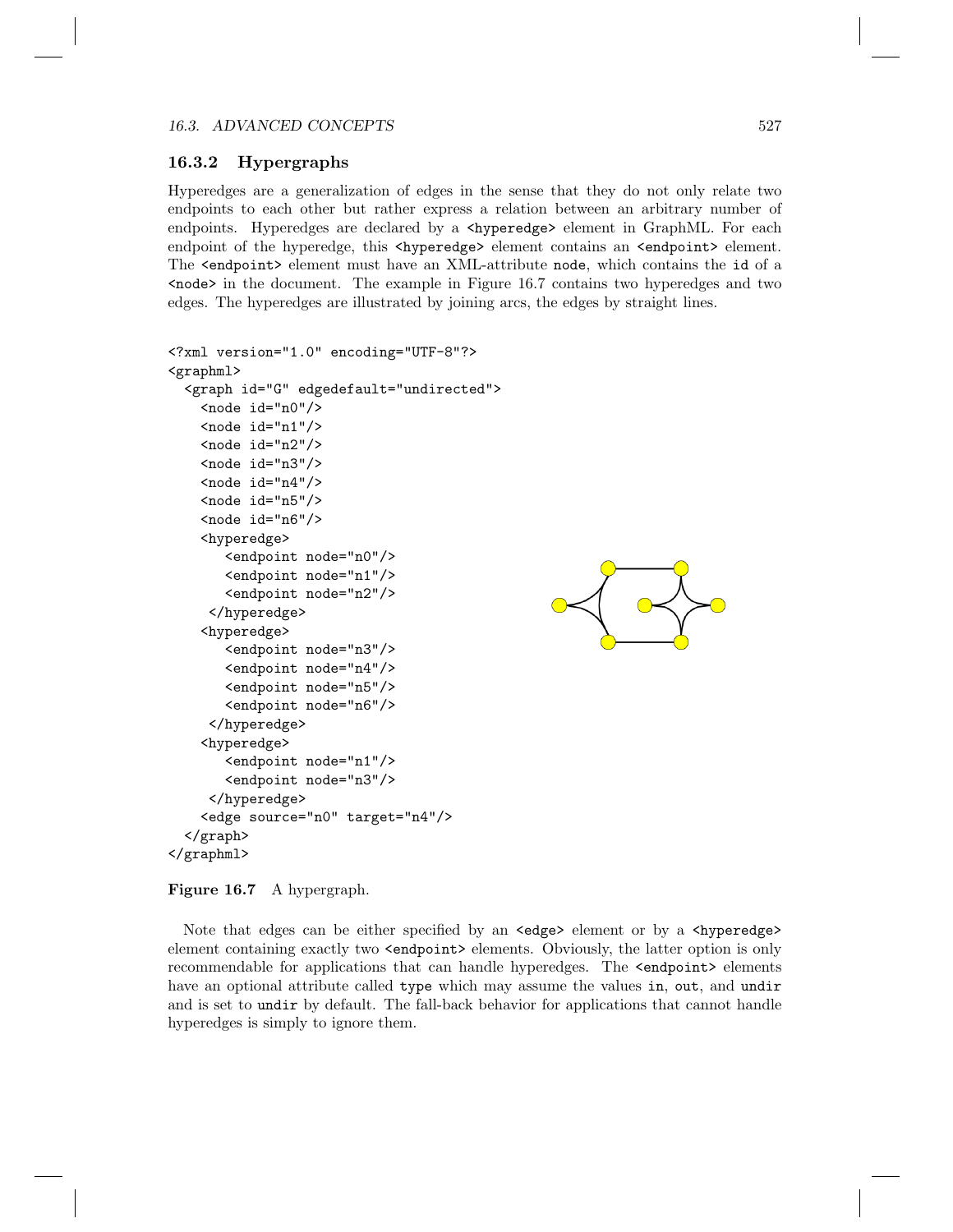### 16.3.2 Hypergraphs

Hyperedges are a generalization of edges in the sense that they do not only relate two endpoints to each other but rather express a relation between an arbitrary number of endpoints. Hyperedges are declared by a `<hyperedge>` element in GraphML. For each endpoint of the hyperedge, this `<hyperedge>` element contains an `<endpoint>` element. The `<endpoint>` element must have an XML-attribute `node`, which contains the `id` of a `<node>` in the document. The example in Figure 16.7 contains two hyperedges and two edges. The hyperedges are illustrated by joining arcs, the edges by straight lines.

```
<?xml version="1.0" encoding="UTF-8"?>
<graphml>
  <graph id="G" edgedefault="undirected">
    <node id="n0"/>
    <node id="n1"/>
    <node id="n2"/>
    <node id="n3"/>
    <node id="n4"/>
    <node id="n5"/>
    <node id="n6"/>
    <hyperedge>
       <endpoint node="n0"/>
       <endpoint node="n1"/>
       <endpoint node="n2"/>
     </hyperedge>
    <hyperedge>
       <endpoint node="n3"/>
       <endpoint node="n4"/>
       <endpoint node="n5"/>
       <endpoint node="n6"/>
     </hyperedge>
    <hyperedge>
       <endpoint node="n1"/>
       <endpoint node="n3"/>
     </hyperedge>
    <edge source="n0" target="n4"/>
  </graph>
</graphml>
```

**Figure 16.7** A hypergraph.

Note that edges can be either specified by an `<edge>` element or by a `<hyperedge>` element containing exactly two `<endpoint>` elements. Obviously, the latter option is only recommendable for applications that can handle hyperedges. The `<endpoint>` elements have an optional attribute called `type` which may assume the values `in`, `out`, and `undir` and is set to `undir` by default. The fall-back behavior for applications that cannot handle hyperedges is simply to ignore them.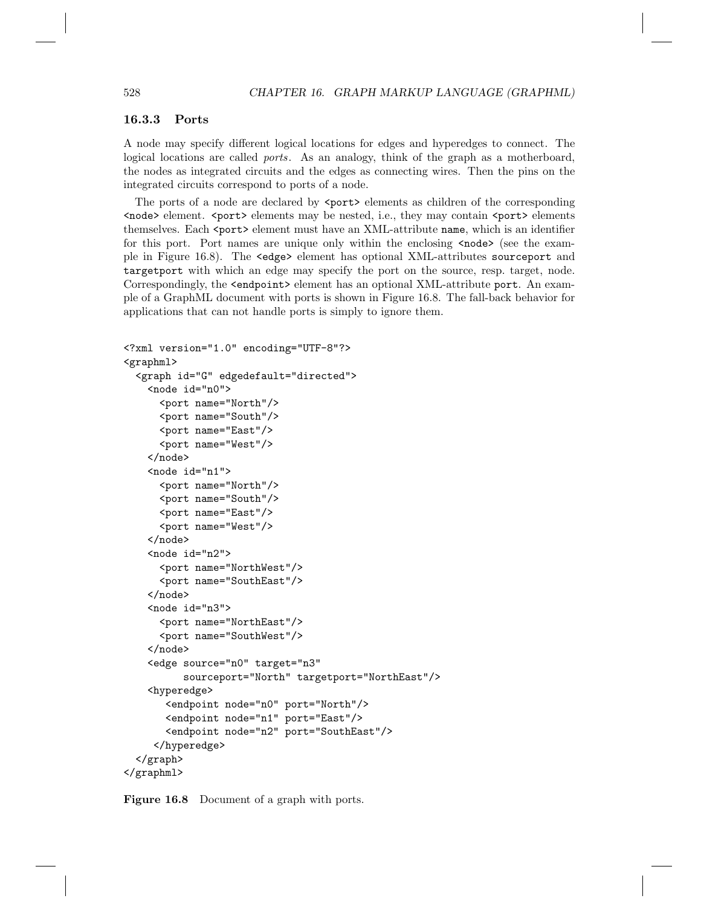### 16.3.3 Ports

A node may specify different logical locations for edges and hyperedges to connect. The logical locations are called *ports*. As an analogy, think of the graph as a motherboard, the nodes as integrated circuits and the edges as connecting wires. Then the pins on the integrated circuits correspond to ports of a node.

The ports of a node are declared by `<port>` elements as children of the corresponding `<node>` element. `<port>` elements may be nested, i.e., they may contain `<port>` elements themselves. Each `<port>` element must have an XML-attribute `name`, which is an identifier for this port. Port names are unique only within the enclosing `<node>` (see the example in Figure 16.8). The `<edge>` element has optional XML-attributes `sourceport` and `targetport` with which an edge may specify the port on the source, resp. target, node. Correspondingly, the `<endpoint>` element has an optional XML-attribute `port`. An example of a GraphML document with ports is shown in Figure 16.8. The fall-back behavior for applications that can not handle ports is simply to ignore them.

```
<?xml version="1.0" encoding="UTF-8"?>
<graphml>
  <graph id="G" edgedefault="directed">
    <node id="n0">
      <port name="North"/>
      <port name="South"/>
      <port name="East"/>
      <port name="West"/>
    </node>
    <node id="n1">
      <port name="North"/>
      <port name="South"/>
      <port name="East"/>
      <port name="West"/>
    </node>
    <node id="n2">
      <port name="NorthWest"/>
      <port name="SouthEast"/>
    </node>
    <node id="n3">
      <port name="NorthEast"/>
      <port name="SouthWest"/>
    </node>
    <edge source="n0" target="n3"
          sourceport="North" targetport="NorthEast"/>
    <hyperedge>
       <endpoint node="n0" port="North"/>
       <endpoint node="n1" port="East"/>
       <endpoint node="n2" port="SouthEast"/>
     </hyperedge>
  </graph>
</graphml>
```

**Figure 16.8** Document of a graph with ports.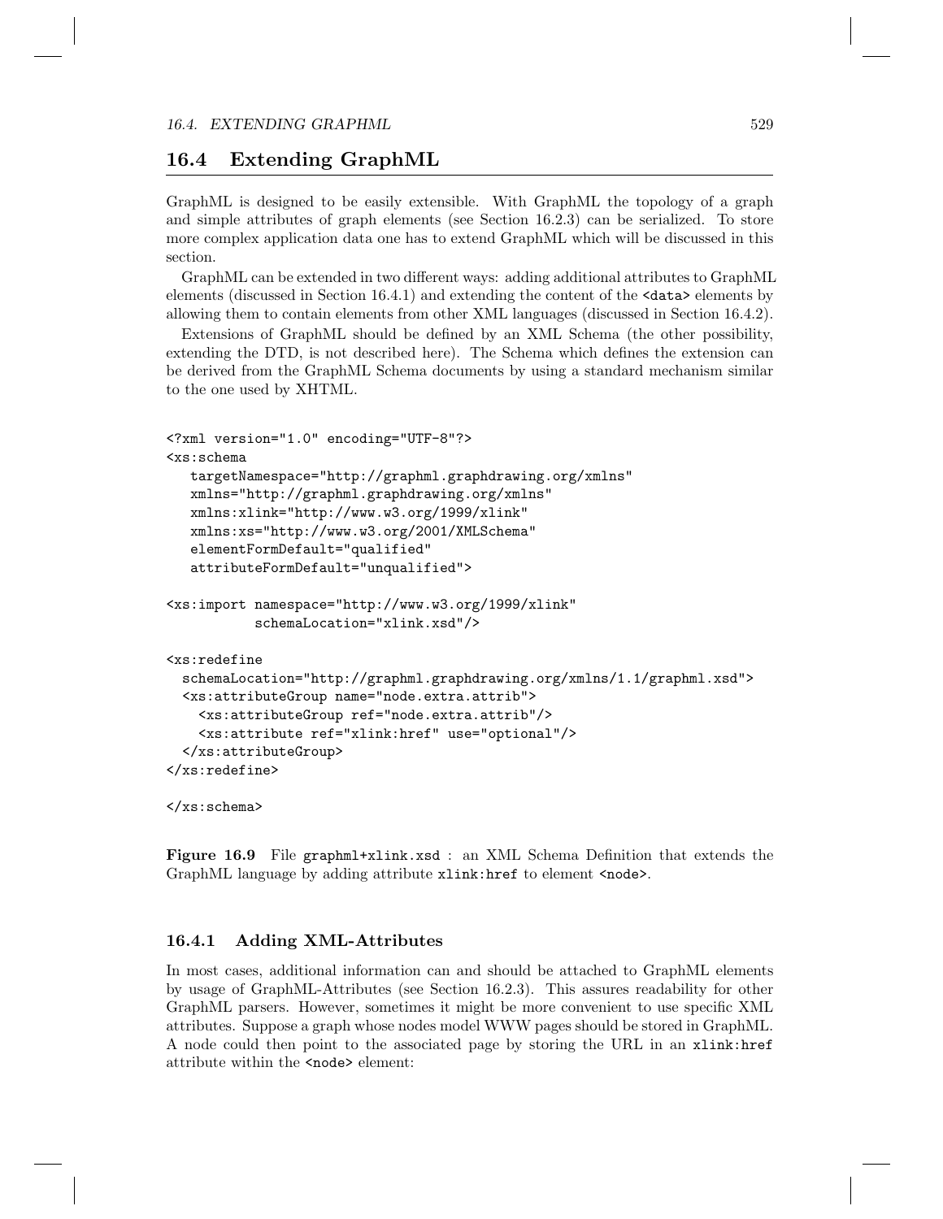## 16.4 Extending GraphML

GraphML is designed to be easily extensible. With GraphML the topology of a graph and simple attributes of graph elements (see Section 16.2.3) can be serialized. To store more complex application data one has to extend GraphML which will be discussed in this section.

GraphML can be extended in two different ways: adding additional attributes to GraphML elements (discussed in Section 16.4.1) and extending the content of the `<data>` elements by allowing them to contain elements from other XML languages (discussed in Section 16.4.2).

Extensions of GraphML should be defined by an XML Schema (the other possibility, extending the DTD, is not described here). The Schema which defines the extension can be derived from the GraphML Schema documents by using a standard mechanism similar to the one used by XHTML.

```
<?xml version="1.0" encoding="UTF-8"?>
<xs:schema
   targetNamespace="http://graphml.graphdrawing.org/xmlns"
   xmlns="http://graphml.graphdrawing.org/xmlns"
   xmlns:xlink="http://www.w3.org/1999/xlink"
   xmlns:xs="http://www.w3.org/2001/XMLSchema"
   elementFormDefault="qualified"
   attributeFormDefault="unqualified">

<xs:import namespace="http://www.w3.org/1999/xlink"
           schemaLocation="xlink.xsd"/>

<xs:redefine
  schemaLocation="http://graphml.graphdrawing.org/xmlns/1.1/graphml.xsd">
  <xs:attributeGroup name="node.extra.attrib">
    <xs:attributeGroup ref="node.extra.attrib"/>
    <xs:attribute ref="xlink:href" use="optional"/>
  </xs:attributeGroup>
</xs:redefine>

</xs:schema>
```

**Figure 16.9** File `graphml+xlink.xsd` : an XML Schema Definition that extends the GraphML language by adding attribute `xlink:href` to element `<node>`.

### 16.4.1 Adding XML-Attributes

In most cases, additional information can and should be attached to GraphML elements by usage of GraphML-Attributes (see Section 16.2.3). This assures readability for other GraphML parsers. However, sometimes it might be more convenient to use specific XML attributes. Suppose a graph whose nodes model WWW pages should be stored in GraphML. A node could then point to the associated page by storing the URL in an `xlink:href` attribute within the `<node>` element: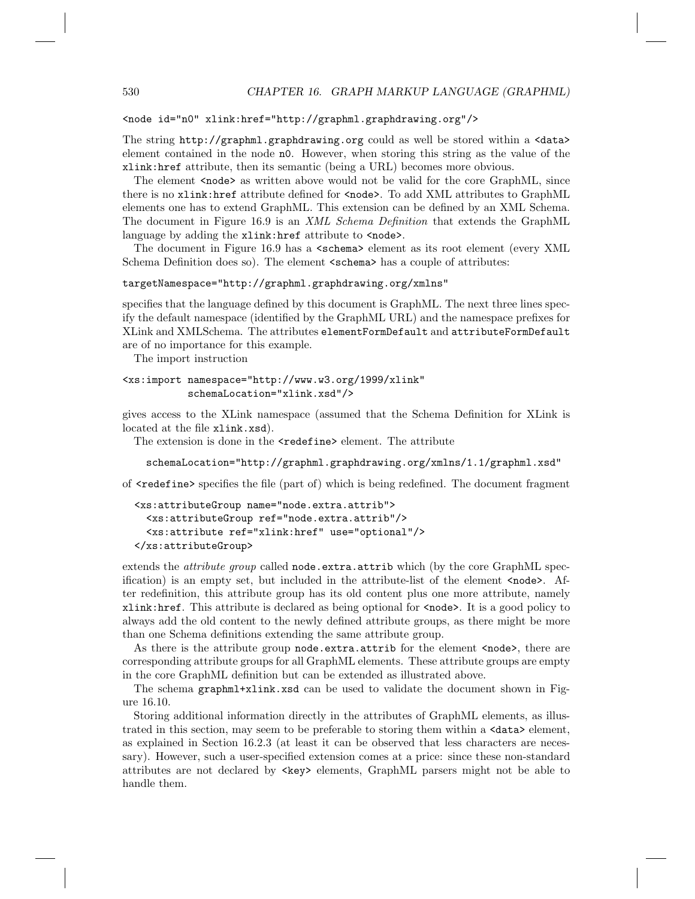```
<node id="n0" xlink:href="http://graphml.graphdrawing.org"/>
```

The string `http://graphml.graphdrawing.org` could as well be stored within a `<data>` element contained in the node `n0`. However, when storing this string as the value of the `xlink:href` attribute, then its semantic (being a URL) becomes more obvious.

The element `<node>` as written above would not be valid for the core GraphML, since there is no `xlink:href` attribute defined for `<node>`. To add XML attributes to GraphML elements one has to extend GraphML. This extension can be defined by an XML Schema. The document in Figure 16.9 is an *XML Schema Definition* that extends the GraphML language by adding the `xlink:href` attribute to `<node>`.

The document in Figure 16.9 has a `<schema>` element as its root element (every XML Schema Definition does so). The element `<schema>` has a couple of attributes:

```
targetNamespace="http://graphml.graphdrawing.org/xmlns"
```

specifies that the language defined by this document is GraphML. The next three lines specify the default namespace (identified by the GraphML URL) and the namespace prefixes for XLink and XMLSchema. The attributes `elementFormDefault` and `attributeFormDefault` are of no importance for this example.

The import instruction

```
<xs:import namespace="http://www.w3.org/1999/xlink"
           schemaLocation="xlink.xsd"/>
```

gives access to the XLink namespace (assumed that the Schema Definition for XLink is located at the file `xlink.xsd`).

The extension is done in the `<redefine>` element. The attribute

```
schemaLocation="http://graphml.graphdrawing.org/xmlns/1.1/graphml.xsd"
```

of `<redefine>` specifies the file (part of) which is being redefined. The document fragment

```
<xs:attributeGroup name="node.extra.attrib">
  <xs:attributeGroup ref="node.extra.attrib"/>
  <xs:attribute ref="xlink:href" use="optional"/>
</xs:attributeGroup>
```

extends the *attribute group* called `node.extra.attrib` which (by the core GraphML specification) is an empty set, but included in the attribute-list of the element `<node>`. After redefinition, this attribute group has its old content plus one more attribute, namely `xlink:href`. This attribute is declared as being optional for `<node>`. It is a good policy to always add the old content to the newly defined attribute groups, as there might be more than one Schema definitions extending the same attribute group.

As there is the attribute group `node.extra.attrib` for the element `<node>`, there are corresponding attribute groups for all GraphML elements. These attribute groups are empty in the core GraphML definition but can be extended as illustrated above.

The schema `graphml+xlink.xsd` can be used to validate the document shown in Figure 16.10.

Storing additional information directly in the attributes of GraphML elements, as illustrated in this section, may seem to be preferable to storing them within a `<data>` element, as explained in Section 16.2.3 (at least it can be observed that less characters are necessary). However, such a user-specified extension comes at a price: since these non-standard attributes are not declared by `<key>` elements, GraphML parsers might not be able to handle them.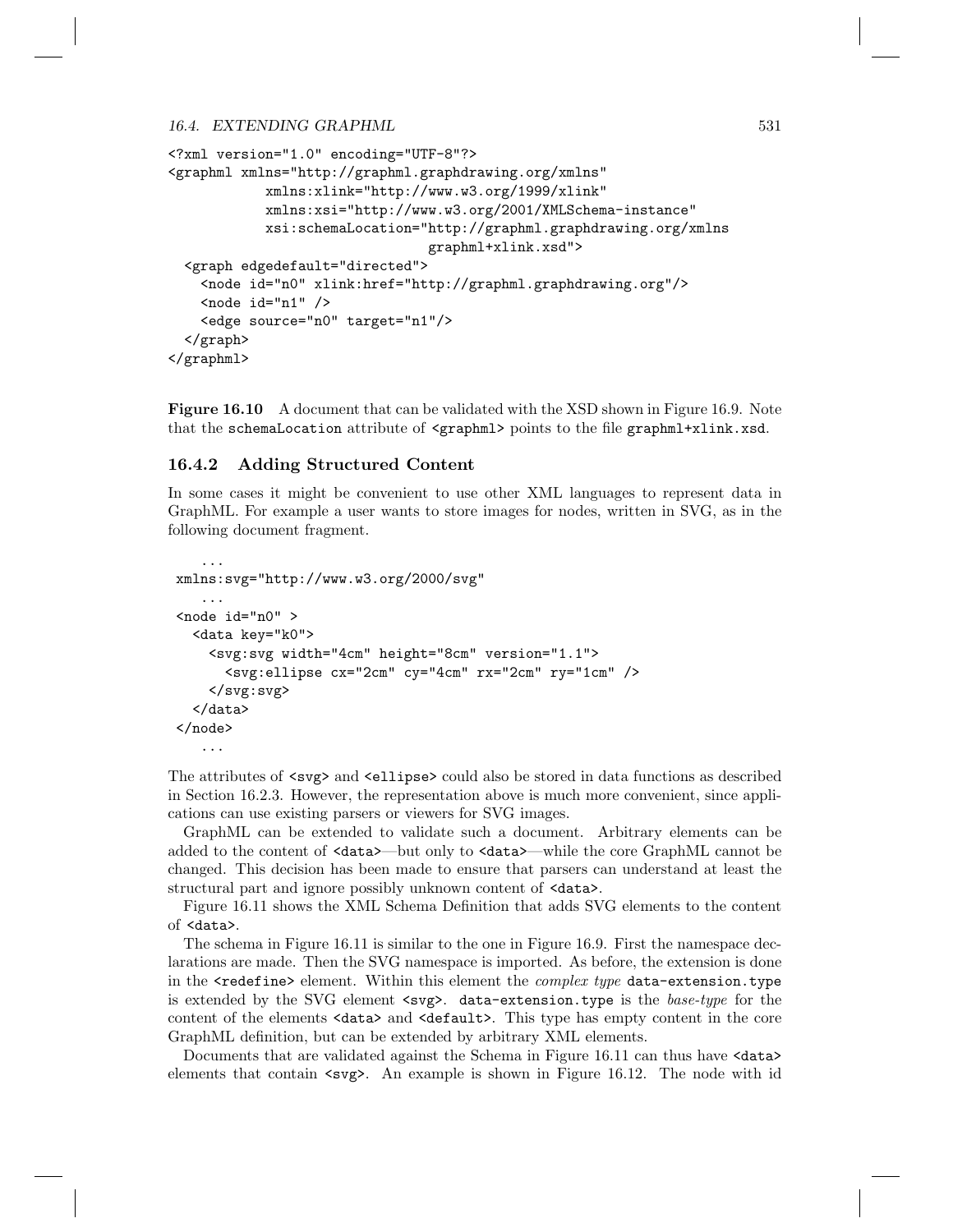```xml
<?xml version="1.0" encoding="UTF-8"?>
<graphml xmlns="http://graphml.graphdrawing.org/xmlns"
            xmlns:xlink="http://www.w3.org/1999/xlink"
            xmlns:xsi="http://www.w3.org/2001/XMLSchema-instance"
            xsi:schemaLocation="http://graphml.graphdrawing.org/xmlns
                                graphml+xlink.xsd">
  <graph edgedefault="directed">
    <node id="n0" xlink:href="http://graphml.graphdrawing.org"/>
    <node id="n1" />
    <edge source="n0" target="n1"/>
  </graph>
</graphml>
```

**Figure 16.10** A document that can be validated with the XSD shown in Figure 16.9. Note that the `schemaLocation` attribute of `<graphml>` points to the file `graphml+xlink.xsd`.

### 16.4.2 Adding Structured Content

In some cases it might be convenient to use other XML languages to represent data in GraphML. For example a user wants to store images for nodes, written in SVG, as in the following document fragment.

```xml
    ...
 xmlns:svg="http://www.w3.org/2000/svg"
    ...
 <node id="n0" >
   <data key="k0">
     <svg:svg width="4cm" height="8cm" version="1.1">
       <svg:ellipse cx="2cm" cy="4cm" rx="2cm" ry="1cm" />
     </svg:svg>
   </data>
 </node>
    ...
```

The attributes of `<svg>` and `<ellipse>` could also be stored in data functions as described in Section 16.2.3. However, the representation above is much more convenient, since applications can use existing parsers or viewers for SVG images.

GraphML can be extended to validate such a document. Arbitrary elements can be added to the content of `<data>`—but only to `<data>`—while the core GraphML cannot be changed. This decision has been made to ensure that parsers can understand at least the structural part and ignore possibly unknown content of `<data>`.

Figure 16.11 shows the XML Schema Definition that adds SVG elements to the content of `<data>`.

The schema in Figure 16.11 is similar to the one in Figure 16.9. First the namespace declarations are made. Then the SVG namespace is imported. As before, the extension is done in the `<redefine>` element. Within this element the *complex type* `data-extension.type` is extended by the SVG element `<svg>`. `data-extension.type` is the *base-type* for the content of the elements `<data>` and `<default>`. This type has empty content in the core GraphML definition, but can be extended by arbitrary XML elements.

Documents that are validated against the Schema in Figure 16.11 can thus have `<data>` elements that contain `<svg>`. An example is shown in Figure 16.12. The node with id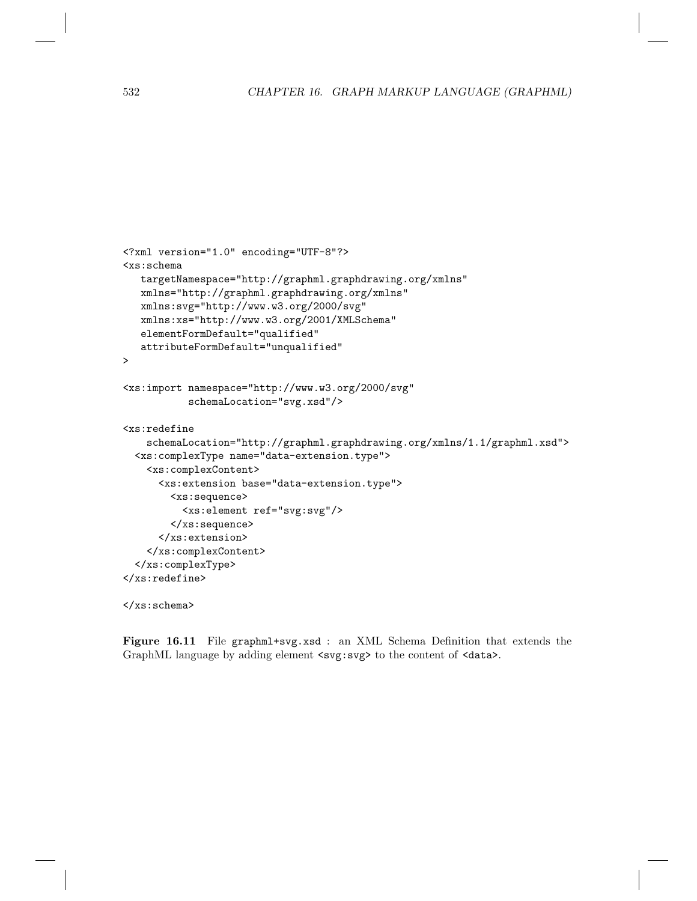```
<?xml version="1.0" encoding="UTF-8"?>
<xs:schema
   targetNamespace="http://graphml.graphdrawing.org/xmlns"
   xmlns="http://graphml.graphdrawing.org/xmlns"
   xmlns:svg="http://www.w3.org/2000/svg"
   xmlns:xs="http://www.w3.org/2001/XMLSchema"
   elementFormDefault="qualified"
   attributeFormDefault="unqualified"
>

<xs:import namespace="http://www.w3.org/2000/svg"
           schemaLocation="svg.xsd"/>

<xs:redefine
    schemaLocation="http://graphml.graphdrawing.org/xmlns/1.1/graphml.xsd">
  <xs:complexType name="data-extension.type">
    <xs:complexContent>
      <xs:extension base="data-extension.type">
        <xs:sequence>
          <xs:element ref="svg:svg"/>
        </xs:sequence>
      </xs:extension>
    </xs:complexContent>
  </xs:complexType>
</xs:redefine>

</xs:schema>
```

**Figure 16.11** File `graphml+svg.xsd` : an XML Schema Definition that extends the GraphML language by adding element `<svg:svg>` to the content of `<data>`.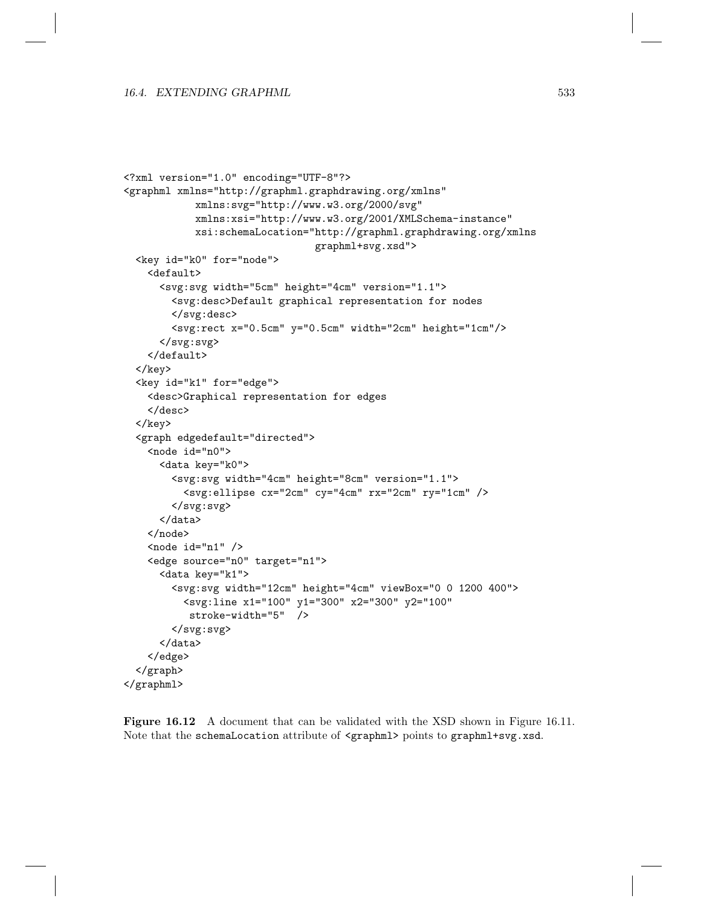```xml
<?xml version="1.0" encoding="UTF-8"?>
<graphml xmlns="http://graphml.graphdrawing.org/xmlns"
         xmlns:svg="http://www.w3.org/2000/svg"
         xmlns:xsi="http://www.w3.org/2001/XMLSchema-instance"
         xsi:schemaLocation="http://graphml.graphdrawing.org/xmlns
                             graphml+svg.xsd">
  <key id="k0" for="node">
    <default>
      <svg:svg width="5cm" height="4cm" version="1.1">
        <svg:desc>Default graphical representation for nodes
        </svg:desc>
        <svg:rect x="0.5cm" y="0.5cm" width="2cm" height="1cm"/>
      </svg:svg>
    </default>
  </key>
  <key id="k1" for="edge">
    <desc>Graphical representation for edges
    </desc>
  </key>
  <graph edgedefault="directed">
    <node id="n0">
      <data key="k0">
        <svg:svg width="4cm" height="8cm" version="1.1">
          <svg:ellipse cx="2cm" cy="4cm" rx="2cm" ry="1cm" />
        </svg:svg>
      </data>
    </node>
    <node id="n1" />
    <edge source="n0" target="n1">
      <data key="k1">
        <svg:svg width="12cm" height="4cm" viewBox="0 0 1200 400">
          <svg:line x1="100" y1="300" x2="300" y2="100"
           stroke-width="5"  />
        </svg:svg>
      </data>
    </edge>
  </graph>
</graphml>
```

**Figure 16.12** A document that can be validated with the XSD shown in Figure 16.11. Note that the `schemaLocation` attribute of `<graphml>` points to `graphml+svg.xsd`.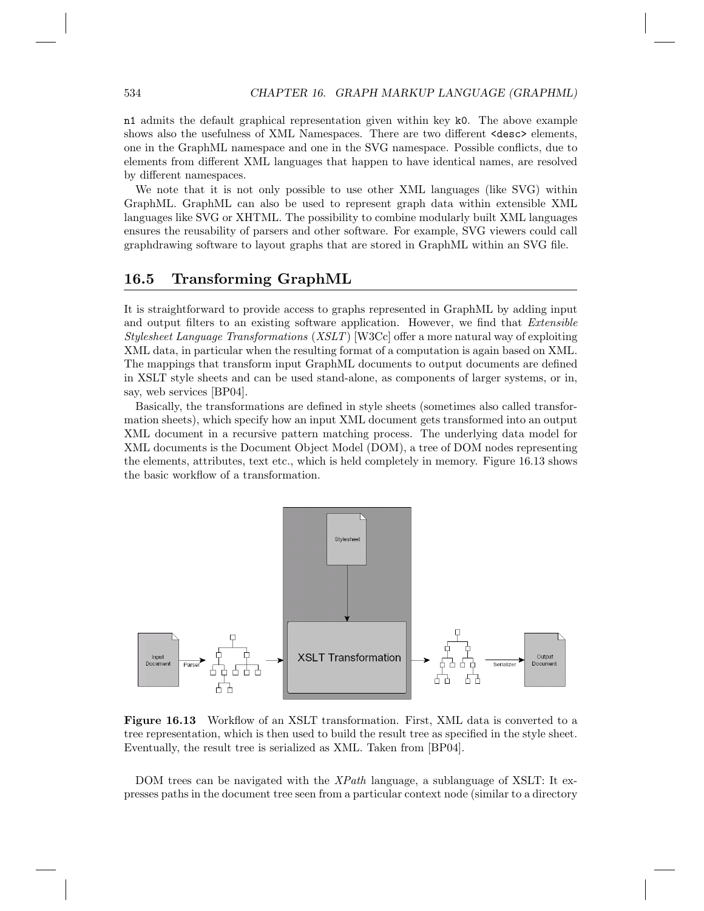n1 admits the default graphical representation given within key k0. The above example shows also the usefulness of XML Namespaces. There are two different <desc> elements, one in the GraphML namespace and one in the SVG namespace. Possible conflicts, due to elements from different XML languages that happen to have identical names, are resolved by different namespaces.

We note that it is not only possible to use other XML languages (like SVG) within GraphML. GraphML can also be used to represent graph data within extensible XML languages like SVG or XHTML. The possibility to combine modularly built XML languages ensures the reusability of parsers and other software. For example, SVG viewers could call graphdrawing software to layout graphs that are stored in GraphML within an SVG file.

## 16.5 Transforming GraphML

It is straightforward to provide access to graphs represented in GraphML by adding input and output filters to an existing software application. However, we find that *Extensible Stylesheet Language Transformations* (*XSLT*) [W3Cc] offer a more natural way of exploiting XML data, in particular when the resulting format of a computation is again based on XML. The mappings that transform input GraphML documents to output documents are defined in XSLT style sheets and can be used stand-alone, as components of larger systems, or in, say, web services [BP04].

Basically, the transformations are defined in style sheets (sometimes also called transformation sheets), which specify how an input XML document gets transformed into an output XML document in a recursive pattern matching process. The underlying data model for XML documents is the Document Object Model (DOM), a tree of DOM nodes representing the elements, attributes, text etc., which is held completely in memory. Figure 16.13 shows the basic workflow of a transformation.

**Figure 16.13** Workflow of an XSLT transformation. First, XML data is converted to a tree representation, which is then used to build the result tree as specified in the style sheet. Eventually, the result tree is serialized as XML. Taken from [BP04].

DOM trees can be navigated with the *XPath* language, a sublanguage of XSLT: It expresses paths in the document tree seen from a particular context node (similar to a directory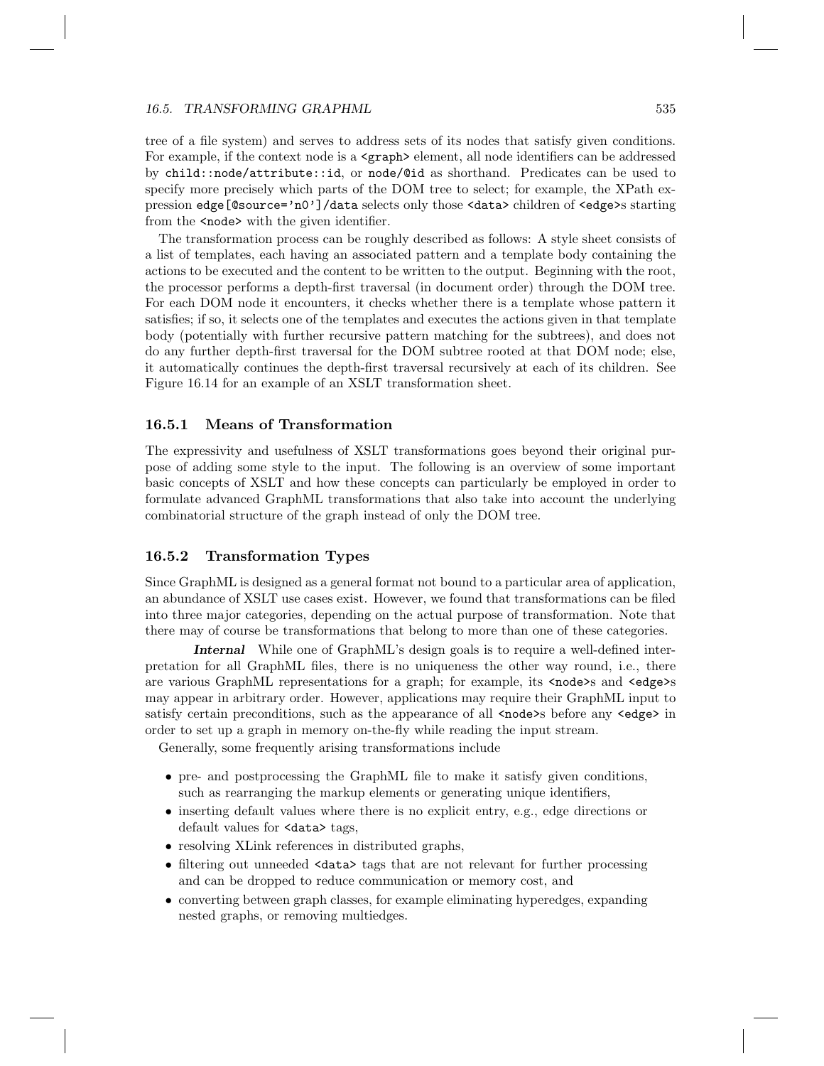tree of a file system) and serves to address sets of its nodes that satisfy given conditions. For example, if the context node is a `<graph>` element, all node identifiers can be addressed by `child::node/attribute::id`, or `node/@id` as shorthand. Predicates can be used to specify more precisely which parts of the DOM tree to select; for example, the XPath expression `edge[@source='n0']/data` selects only those `<data>` children of `<edge>`s starting from the `<node>` with the given identifier.

The transformation process can be roughly described as follows: A style sheet consists of a list of templates, each having an associated pattern and a template body containing the actions to be executed and the content to be written to the output. Beginning with the root, the processor performs a depth-first traversal (in document order) through the DOM tree. For each DOM node it encounters, it checks whether there is a template whose pattern it satisfies; if so, it selects one of the templates and executes the actions given in that template body (potentially with further recursive pattern matching for the subtrees), and does not do any further depth-first traversal for the DOM subtree rooted at that DOM node; else, it automatically continues the depth-first traversal recursively at each of its children. See Figure 16.14 for an example of an XSLT transformation sheet.

### 16.5.1 Means of Transformation

The expressivity and usefulness of XSLT transformations goes beyond their original purpose of adding some style to the input. The following is an overview of some important basic concepts of XSLT and how these concepts can particularly be employed in order to formulate advanced GraphML transformations that also take into account the underlying combinatorial structure of the graph instead of only the DOM tree.

### 16.5.2 Transformation Types

Since GraphML is designed as a general format not bound to a particular area of application, an abundance of XSLT use cases exist. However, we found that transformations can be filed into three major categories, depending on the actual purpose of transformation. Note that there may of course be transformations that belong to more than one of these categories.

***Internal*** While one of GraphML's design goals is to require a well-defined interpretation for all GraphML files, there is no uniqueness the other way round, i.e., there are various GraphML representations for a graph; for example, its `<node>`s and `<edge>`s may appear in arbitrary order. However, applications may require their GraphML input to satisfy certain preconditions, such as the appearance of all `<node>`s before any `<edge>` in order to set up a graph in memory on-the-fly while reading the input stream.

Generally, some frequently arising transformations include

- pre- and postprocessing the GraphML file to make it satisfy given conditions, such as rearranging the markup elements or generating unique identifiers,
- inserting default values where there is no explicit entry, e.g., edge directions or default values for `<data>` tags,
- resolving XLink references in distributed graphs,
- filtering out unneeded `<data>` tags that are not relevant for further processing and can be dropped to reduce communication or memory cost, and
- converting between graph classes, for example eliminating hyperedges, expanding nested graphs, or removing multiedges.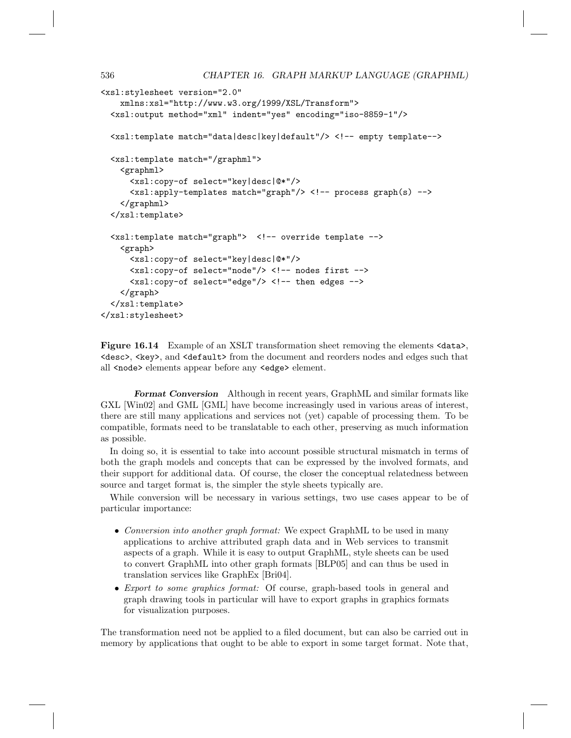```xml
<xsl:stylesheet version="2.0"
    xmlns:xsl="http://www.w3.org/1999/XSL/Transform">
  <xsl:output method="xml" indent="yes" encoding="iso-8859-1"/>

  <xsl:template match="data|desc|key|default"/> <!-- empty template-->

  <xsl:template match="/graphml">
    <graphml>
      <xsl:copy-of select="key|desc|@*"/>
      <xsl:apply-templates match="graph"/> <!-- process graph(s) -->
    </graphml>
  </xsl:template>

  <xsl:template match="graph">  <!-- override template -->
    <graph>
      <xsl:copy-of select="key|desc|@*"/>
      <xsl:copy-of select="node"/> <!-- nodes first -->
      <xsl:copy-of select="edge"/> <!-- then edges -->
    </graph>
  </xsl:template>
</xsl:stylesheet>
```

**Figure 16.14** Example of an XSLT transformation sheet removing the elements `<data>`, `<desc>`, `<key>`, and `<default>` from the document and reorders nodes and edges such that all `<node>` elements appear before any `<edge>` element.

***Format Conversion*** Although in recent years, GraphML and similar formats like GXL [Win02] and GML [GML] have become increasingly used in various areas of interest, there are still many applications and services not (yet) capable of processing them. To be compatible, formats need to be translatable to each other, preserving as much information as possible.

In doing so, it is essential to take into account possible structural mismatch in terms of both the graph models and concepts that can be expressed by the involved formats, and their support for additional data. Of course, the closer the conceptual relatedness between source and target format is, the simpler the style sheets typically are.

While conversion will be necessary in various settings, two use cases appear to be of particular importance:

- *Conversion into another graph format:* We expect GraphML to be used in many applications to archive attributed graph data and in Web services to transmit aspects of a graph. While it is easy to output GraphML, style sheets can be used to convert GraphML into other graph formats [BLP05] and can thus be used in translation services like GraphEx [Bri04].
- *Export to some graphics format:* Of course, graph-based tools in general and graph drawing tools in particular will have to export graphs in graphics formats for visualization purposes.

The transformation need not be applied to a filed document, but can also be carried out in memory by applications that ought to be able to export in some target format. Note that,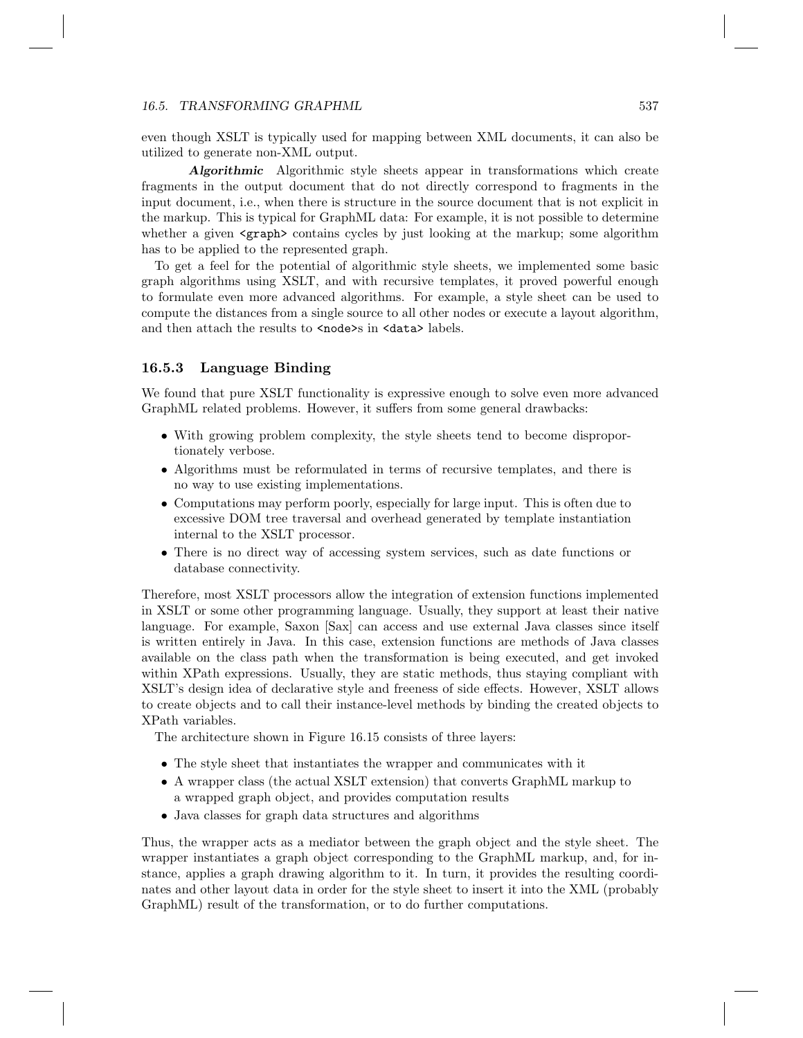even though XSLT is typically used for mapping between XML documents, it can also be utilized to generate non-XML output.

***Algorithmic*** Algorithmic style sheets appear in transformations which create fragments in the output document that do not directly correspond to fragments in the input document, i.e., when there is structure in the source document that is not explicit in the markup. This is typical for GraphML data: For example, it is not possible to determine whether a given `<graph>` contains cycles by just looking at the markup; some algorithm has to be applied to the represented graph.

To get a feel for the potential of algorithmic style sheets, we implemented some basic graph algorithms using XSLT, and with recursive templates, it proved powerful enough to formulate even more advanced algorithms. For example, a style sheet can be used to compute the distances from a single source to all other nodes or execute a layout algorithm, and then attach the results to `<node>`s in `<data>` labels.

### 16.5.3 Language Binding

We found that pure XSLT functionality is expressive enough to solve even more advanced GraphML related problems. However, it suffers from some general drawbacks:

- With growing problem complexity, the style sheets tend to become disproportionately verbose.
- Algorithms must be reformulated in terms of recursive templates, and there is no way to use existing implementations.
- Computations may perform poorly, especially for large input. This is often due to excessive DOM tree traversal and overhead generated by template instantiation internal to the XSLT processor.
- There is no direct way of accessing system services, such as date functions or database connectivity.

Therefore, most XSLT processors allow the integration of extension functions implemented in XSLT or some other programming language. Usually, they support at least their native language. For example, Saxon [Sax] can access and use external Java classes since itself is written entirely in Java. In this case, extension functions are methods of Java classes available on the class path when the transformation is being executed, and get invoked within XPath expressions. Usually, they are static methods, thus staying compliant with XSLT's design idea of declarative style and freeness of side effects. However, XSLT allows to create objects and to call their instance-level methods by binding the created objects to XPath variables.

The architecture shown in Figure 16.15 consists of three layers:

- The style sheet that instantiates the wrapper and communicates with it
- A wrapper class (the actual XSLT extension) that converts GraphML markup to a wrapped graph object, and provides computation results
- Java classes for graph data structures and algorithms

Thus, the wrapper acts as a mediator between the graph object and the style sheet. The wrapper instantiates a graph object corresponding to the GraphML markup, and, for instance, applies a graph drawing algorithm to it. In turn, it provides the resulting coordinates and other layout data in order for the style sheet to insert it into the XML (probably GraphML) result of the transformation, or to do further computations.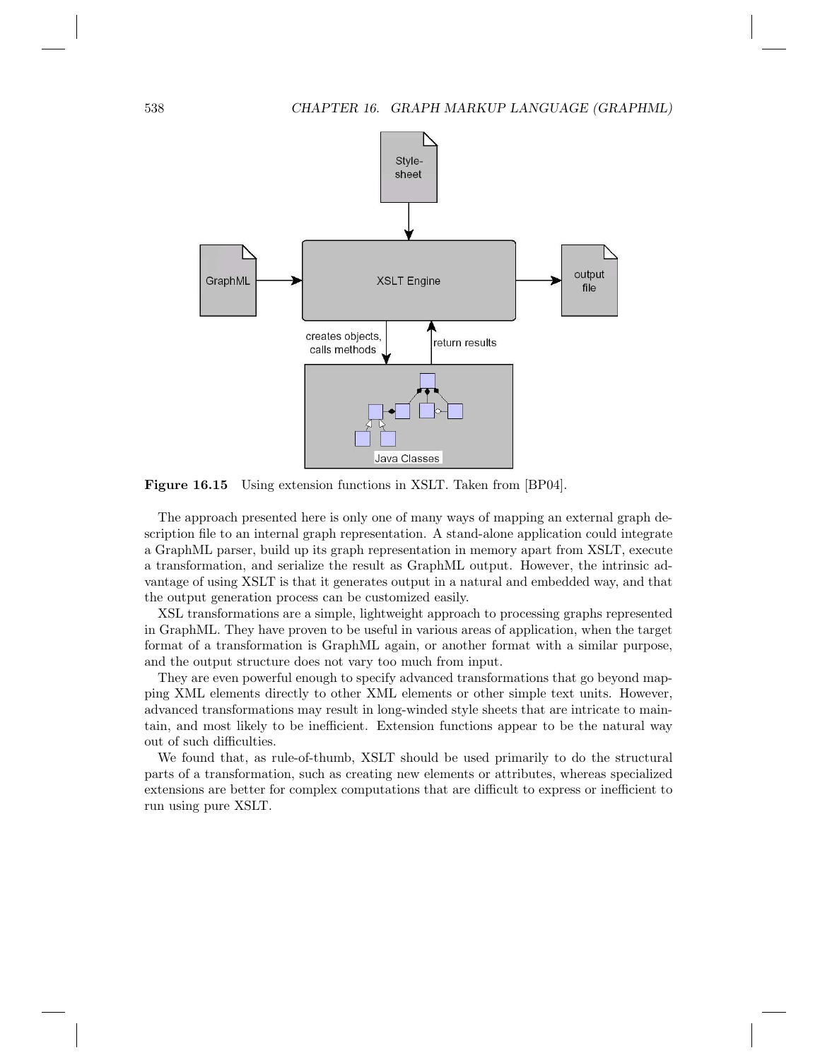**Figure 16.15** Using extension functions in XSLT. Taken from [BP04].

The approach presented here is only one of many ways of mapping an external graph description file to an internal graph representation. A stand-alone application could integrate a GraphML parser, build up its graph representation in memory apart from XSLT, execute a transformation, and serialize the result as GraphML output. However, the intrinsic advantage of using XSLT is that it generates output in a natural and embedded way, and that the output generation process can be customized easily.

XSL transformations are a simple, lightweight approach to processing graphs represented in GraphML. They have proven to be useful in various areas of application, when the target format of a transformation is GraphML again, or another format with a similar purpose, and the output structure does not vary too much from input.

They are even powerful enough to specify advanced transformations that go beyond mapping XML elements directly to other XML elements or other simple text units. However, advanced transformations may result in long-winded style sheets that are intricate to maintain, and most likely to be inefficient. Extension functions appear to be the natural way out of such difficulties.

We found that, as rule-of-thumb, XSLT should be used primarily to do the structural parts of a transformation, such as creating new elements or attributes, whereas specialized extensions are better for complex computations that are difficult to express or inefficient to run using pure XSLT.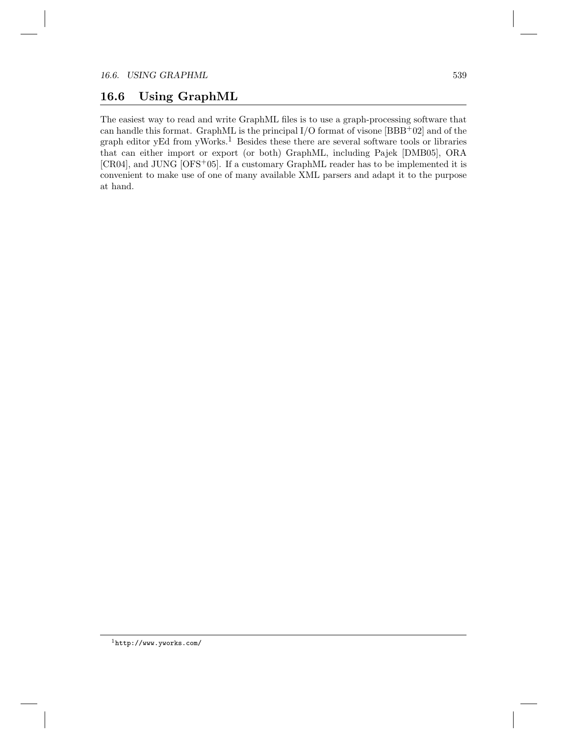## 16.6 Using GraphML

The easiest way to read and write GraphML files is to use a graph-processing software that can handle this format. GraphML is the principal I/O format of visone [BBB+02] and of the graph editor yEd from yWorks.[1] Besides these there are several software tools or libraries that can either import or export (or both) GraphML, including Pajek [DMB05], ORA [CR04], and JUNG [OFS+05]. If a customary GraphML reader has to be implemented it is convenient to make use of one of many available XML parsers and adapt it to the purpose at hand.

---

[1] `http://www.yworks.com/`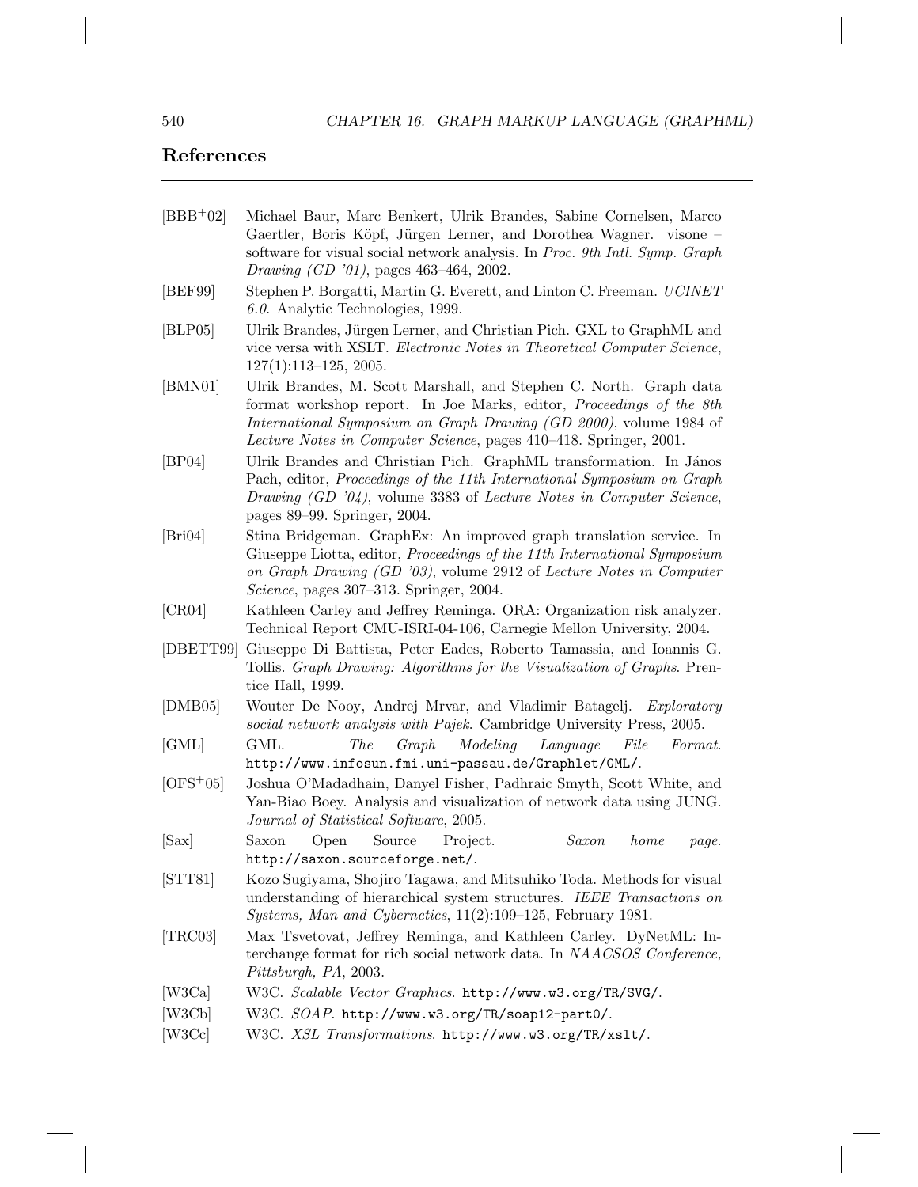## References

[BBB+02] Michael Baur, Marc Benkert, Ulrik Brandes, Sabine Cornelsen, Marco Gaertler, Boris Köpf, Jürgen Lerner, and Dorothea Wagner. visone – software for visual social network analysis. In *Proc. 9th Intl. Symp. Graph Drawing (GD '01)*, pages 463–464, 2002.

[BEF99] Stephen P. Borgatti, Martin G. Everett, and Linton C. Freeman. *UCINET 6.0*. Analytic Technologies, 1999.

[BLP05] Ulrik Brandes, Jürgen Lerner, and Christian Pich. GXL to GraphML and vice versa with XSLT. *Electronic Notes in Theoretical Computer Science*, 127(1):113–125, 2005.

[BMN01] Ulrik Brandes, M. Scott Marshall, and Stephen C. North. Graph data format workshop report. In Joe Marks, editor, *Proceedings of the 8th International Symposium on Graph Drawing (GD 2000)*, volume 1984 of *Lecture Notes in Computer Science*, pages 410–418. Springer, 2001.

[BP04] Ulrik Brandes and Christian Pich. GraphML transformation. In János Pach, editor, *Proceedings of the 11th International Symposium on Graph Drawing (GD '04)*, volume 3383 of *Lecture Notes in Computer Science*, pages 89–99. Springer, 2004.

[Bri04] Stina Bridgeman. GraphEx: An improved graph translation service. In Giuseppe Liotta, editor, *Proceedings of the 11th International Symposium on Graph Drawing (GD '03)*, volume 2912 of *Lecture Notes in Computer Science*, pages 307–313. Springer, 2004.

[CR04] Kathleen Carley and Jeffrey Reminga. ORA: Organization risk analyzer. Technical Report CMU-ISRI-04-106, Carnegie Mellon University, 2004.

[DBETT99] Giuseppe Di Battista, Peter Eades, Roberto Tamassia, and Ioannis G. Tollis. *Graph Drawing: Algorithms for the Visualization of Graphs*. Prentice Hall, 1999.

[DMB05] Wouter De Nooy, Andrej Mrvar, and Vladimir Batagelj. *Exploratory social network analysis with Pajek*. Cambridge University Press, 2005.

[GML] GML. *The Graph Modeling Language File Format*. http://www.infosun.fmi.uni-passau.de/Graphlet/GML/.

[OFS+05] Joshua O'Madadhain, Danyel Fisher, Padhraic Smyth, Scott White, and Yan-Biao Boey. Analysis and visualization of network data using JUNG. *Journal of Statistical Software*, 2005.

[Sax] Saxon Open Source Project. *Saxon home page*. http://saxon.sourceforge.net/.

[STT81] Kozo Sugiyama, Shojiro Tagawa, and Mitsuhiko Toda. Methods for visual understanding of hierarchical system structures. *IEEE Transactions on Systems, Man and Cybernetics*, 11(2):109–125, February 1981.

[TRC03] Max Tsvetovat, Jeffrey Reminga, and Kathleen Carley. DyNetML: Interchange format for rich social network data. In *NAACSOS Conference, Pittsburgh, PA*, 2003.

[W3Ca] W3C. *Scalable Vector Graphics*. http://www.w3.org/TR/SVG/.

[W3Cb] W3C. *SOAP*. http://www.w3.org/TR/soap12-part0/.

[W3Cc] W3C. *XSL Transformations*. http://www.w3.org/TR/xslt/.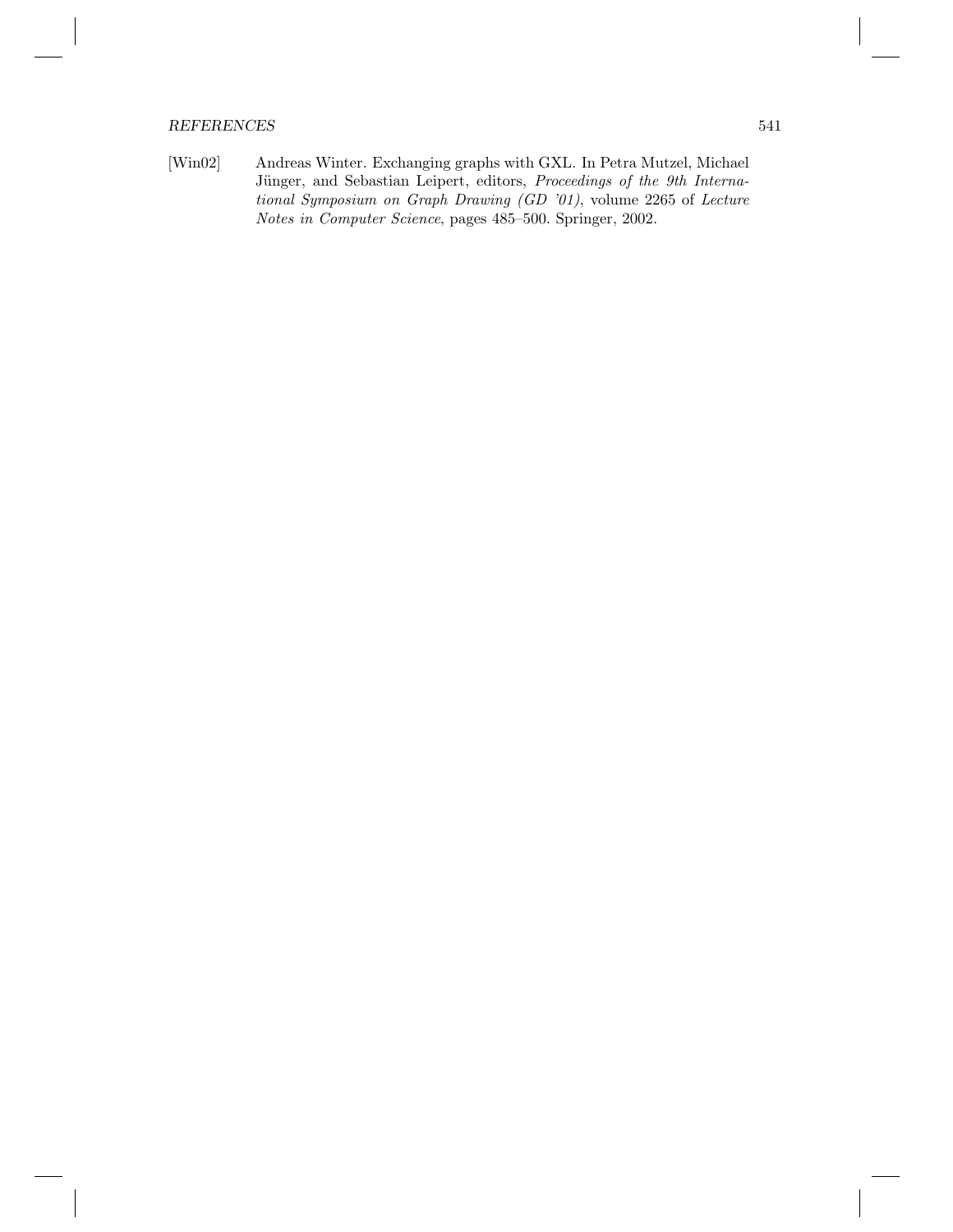[Win02] Andreas Winter. Exchanging graphs with GXL. In Petra Mutzel, Michael Jünger, and Sebastian Leipert, editors, *Proceedings of the 9th International Symposium on Graph Drawing (GD '01)*, volume 2265 of *Lecture Notes in Computer Science*, pages 485–500. Springer, 2002.